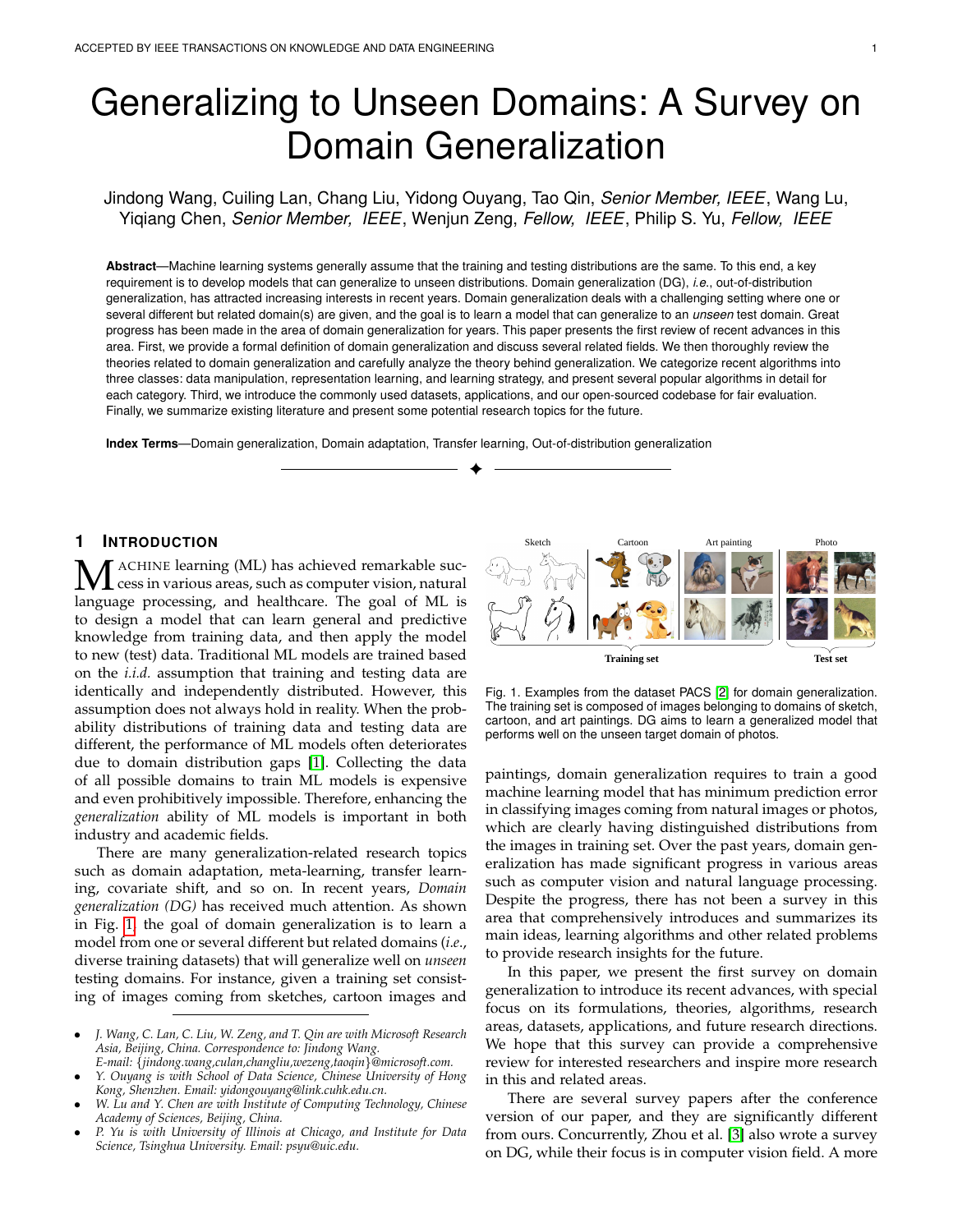# Generalizing to Unseen Domains: A Survey on Domain Generalization

Jindong Wang, Cuiling Lan, Chang Liu, Yidong Ouyang, Tao Qin, *Senior Member, IEEE*, Wang Lu, Yiqiang Chen, *Senior Member, IEEE*, Wenjun Zeng, *Fellow, IEEE*, Philip S. Yu, *Fellow, IEEE*

**Abstract**—Machine learning systems generally assume that the training and testing distributions are the same. To this end, a key requirement is to develop models that can generalize to unseen distributions. Domain generalization (DG), *i.e.*, out-of-distribution generalization, has attracted increasing interests in recent years. Domain generalization deals with a challenging setting where one or several different but related domain(s) are given, and the goal is to learn a model that can generalize to an *unseen* test domain. Great progress has been made in the area of domain generalization for years. This paper presents the first review of recent advances in this area. First, we provide a formal definition of domain generalization and discuss several related fields. We then thoroughly review the theories related to domain generalization and carefully analyze the theory behind generalization. We categorize recent algorithms into three classes: data manipulation, representation learning, and learning strategy, and present several popular algorithms in detail for each category. Third, we introduce the commonly used datasets, applications, and our open-sourced codebase for fair evaluation. Finally, we summarize existing literature and present some potential research topics for the future.

**Index Terms**—Domain generalization, Domain adaptation, Transfer learning, Out-of-distribution generalization

## 1 Introduction

Machine learning (ML) has achieved remarkable success in various areas, such as computer vision, natural language processing, and healthcare. The goal of ML is to design a model that can learn general and predictive knowledge from training data, and then apply the model to new (test) data. Traditional ML models are trained based on the *i.i.d.* assumption that training and testing data are identically and independently distributed. However, this assumption does not always hold in reality. When the probability distributions of training data and testing data are different, the performance of ML models often deteriorates due to domain distribution gaps [1]. Collecting the data of all possible domains to train ML models is expensive and even prohibitively impossible. Therefore, enhancing the *generalization* ability of ML models is important in both industry and academic fields.

There are many generalization-related research topics such as domain adaptation, meta-learning, transfer learning, covariate shift, and so on. In recent years, *Domain generalization (DG)* has received much attention. As shown in Fig. 1, the goal of domain generalization is to learn a model from one or several different but related domains (*i.e.*, diverse training datasets) that will generalize well on *unseen* testing domains. For instance, given a training set consisting of images coming from sketches, cartoon images and paintings, domain generalization requires to train a good machine learning model that has minimum prediction error in classifying images coming from natural images or photos, which are clearly having distinguished distributions from the images in training set. Over the past years, domain generalization has made significant progress in various areas such as computer vision and natural language processing. Despite the progress, there has not been a survey in this area that comprehensively introduces and summarizes its main ideas, learning algorithms and other related problems to provide research insights for the future.

Sketch | Cartoon | Art painting | Photo

Training set | Test set

Fig. 1. Examples from the dataset PACS [2] for domain generalization. The training set is composed of images belonging to domains of sketch, cartoon, and art paintings. DG aims to learn a generalized model that performs well on the unseen target domain of photos.

In this paper, we present the first survey on domain generalization to introduce its recent advances, with special focus on its formulations, theories, algorithms, research areas, datasets, applications, and future research directions. We hope that this survey can provide a comprehensive review for interested researchers and inspire more research in this and related areas.

There are several survey papers after the conference version of our paper, and they are significantly different from ours. Concurrently, Zhou et al. [3] also wrote a survey on DG, while their focus is in computer vision field. A more

- *J. Wang, C. Lan, C. Liu, W. Zeng, and T. Qin are with Microsoft Research Asia, Beijing, China. Correspondence to: Jindong Wang. E-mail: {jindong.wang,culan,changliu,wezeng,taoqin}@microsoft.com.*
- *Y. Ouyang is with School of Data Science, Chinese University of Hong Kong, Shenzhen. Email: yidongouyang@link.cuhk.edu.cn.*
- *W. Lu and Y. Chen are with Institute of Computing Technology, Chinese Academy of Sciences, Beijing, China.*
- *P. Yu is with University of Illinois at Chicago, and Institute for Data Science, Tsinghua University. Email: psyu@uic.edu.*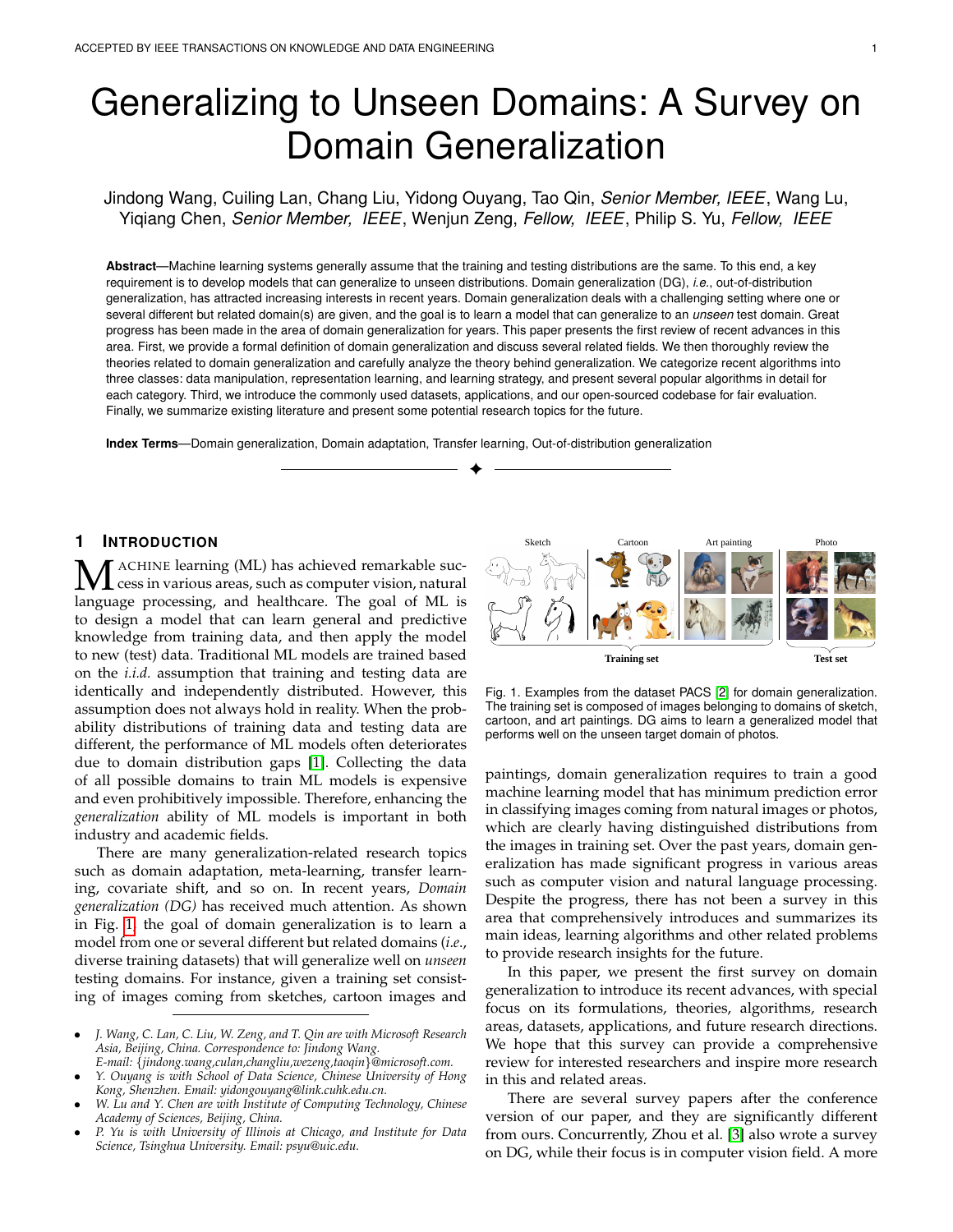# Generalizing to Unseen Domains: A Survey on Domain Generalization

Jindong Wang, Cuiling Lan, Chang Liu, Yidong Ouyang, Tao Qin, *Senior Member, IEEE*, Wang Lu, Yiqiang Chen, *Senior Member, IEEE*, Wenjun Zeng, *Fellow, IEEE*, Philip S. Yu, *Fellow, IEEE*

**Abstract**—Machine learning systems generally assume that the training and testing distributions are the same. To this end, a key requirement is to develop models that can generalize to unseen distributions. Domain generalization (DG), *i.e.*, out-of-distribution generalization, has attracted increasing interests in recent years. Domain generalization deals with a challenging setting where one or several different but related domain(s) are given, and the goal is to learn a model that can generalize to an *unseen* test domain. Great progress has been made in the area of domain generalization for years. This paper presents the first review of recent advances in this area. First, we provide a formal definition of domain generalization and discuss several related fields. We then thoroughly review the theories related to domain generalization and carefully analyze the theory behind generalization. We categorize recent algorithms into three classes: data manipulation, representation learning, and learning strategy, and present several popular algorithms in detail for each category. Third, we introduce the commonly used datasets, applications, and our open-sourced codebase for fair evaluation. Finally, we summarize existing literature and present some potential research topics for the future.

**Index Terms**—Domain generalization, Domain adaptation, Transfer learning, Out-of-distribution generalization

## 1 Introduction

Machine learning (ML) has achieved remarkable success in various areas, such as computer vision, natural language processing, and healthcare. The goal of ML is to design a model that can learn general and predictive knowledge from training data, and then apply the model to new (test) data. Traditional ML models are trained based on the *i.i.d.* assumption that training and testing data are identically and independently distributed. However, this assumption does not always hold in reality. When the probability distributions of training data and testing data are different, the performance of ML models often deteriorates due to domain distribution gaps [1]. Collecting the data of all possible domains to train ML models is expensive and even prohibitively impossible. Therefore, enhancing the *generalization* ability of ML models is important in both industry and academic fields.

There are many generalization-related research topics such as domain adaptation, meta-learning, transfer learning, covariate shift, and so on. In recent years, *Domain generalization (DG)* has received much attention. As shown in Fig. 1, the goal of domain generalization is to learn a model from one or several different but related domains (*i.e.*, diverse training datasets) that will generalize well on *unseen* testing domains. For instance, given a training set consisting of images coming from sketches, cartoon images and paintings, domain generalization requires to train a good machine learning model that has minimum prediction error in classifying images coming from natural images or photos, which are clearly having distinguished distributions from the images in training set. Over the past years, domain generalization has made significant progress in various areas such as computer vision and natural language processing. Despite the progress, there has not been a survey in this area that comprehensively introduces and summarizes its main ideas, learning algorithms and other related problems to provide research insights for the future.

Fig. 1. Examples from the dataset PACS [2] for domain generalization. The training set is composed of images belonging to domains of sketch, cartoon, and art paintings. DG aims to learn a generalized model that performs well on the unseen target domain of photos.

In this paper, we present the first survey on domain generalization to introduce its recent advances, with special focus on its formulations, theories, algorithms, research areas, datasets, applications, and future research directions. We hope that this survey can provide a comprehensive review for interested researchers and inspire more research in this and related areas.

There are several survey papers after the conference version of our paper, and they are significantly different from ours. Concurrently, Zhou et al. [3] also wrote a survey on DG, while their focus is in computer vision field. A more

- *J. Wang, C. Lan, C. Liu, W. Zeng, and T. Qin are with Microsoft Research Asia, Beijing, China. Correspondence to: Jindong Wang. E-mail: {jindong.wang,culan,changliu,wezeng,taoqin}@microsoft.com.*
- *Y. Ouyang is with School of Data Science, Chinese University of Hong Kong, Shenzhen. Email: yidongouyang@link.cuhk.edu.cn.*
- *W. Lu and Y. Chen are with Institute of Computing Technology, Chinese Academy of Sciences, Beijing, China.*
- *P. Yu is with University of Illinois at Chicago, and Institute for Data Science, Tsinghua University. Email: psyu@uic.edu.*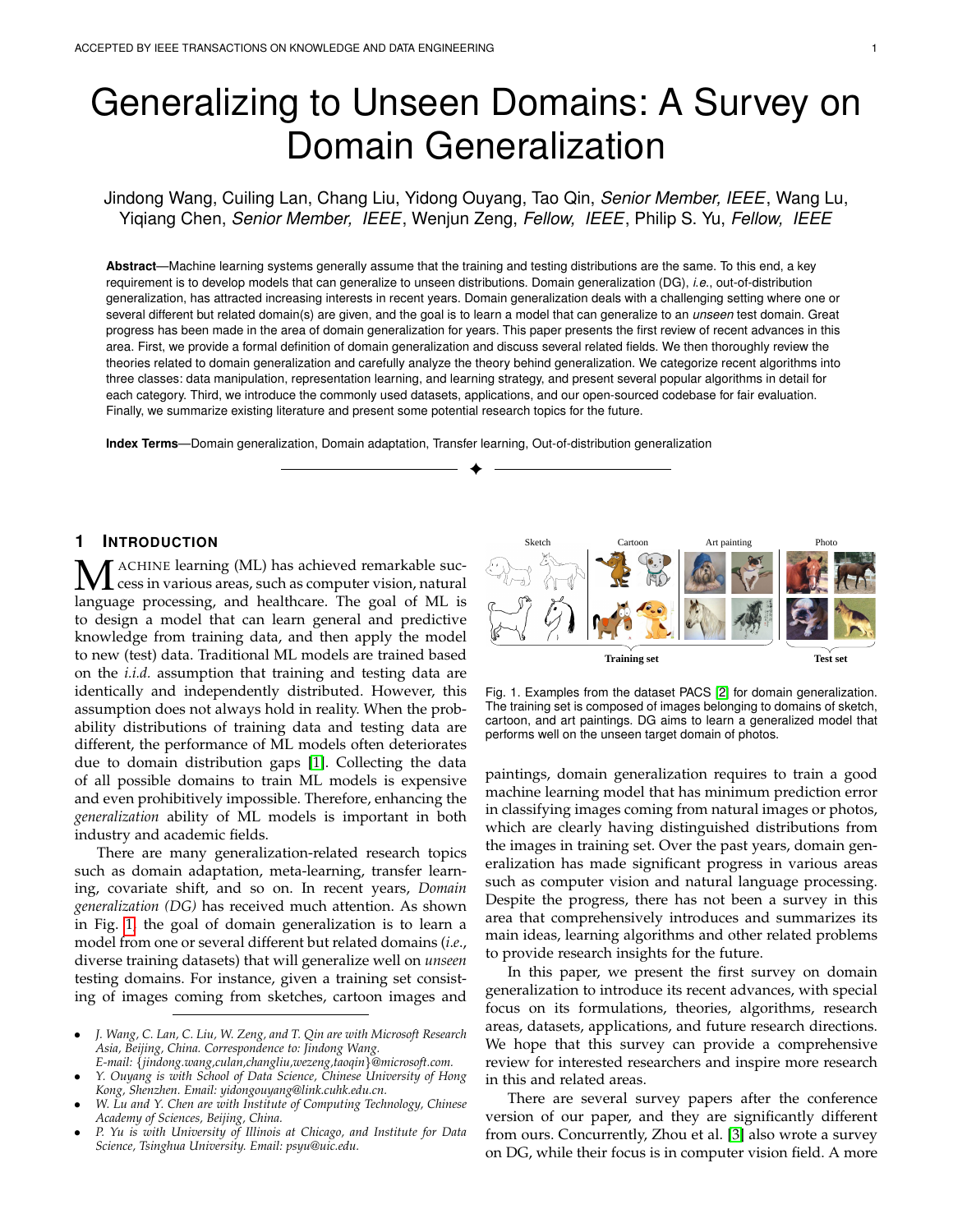# Generalizing to Unseen Domains: A Survey on Domain Generalization

Jindong Wang, Cuiling Lan, Chang Liu, Yidong Ouyang, Tao Qin, *Senior Member, IEEE*, Wang Lu, Yiqiang Chen, *Senior Member, IEEE*, Wenjun Zeng, *Fellow, IEEE*, Philip S. Yu, *Fellow, IEEE*

**Abstract**—Machine learning systems generally assume that the training and testing distributions are the same. To this end, a key requirement is to develop models that can generalize to unseen distributions. Domain generalization (DG), *i.e.*, out-of-distribution generalization, has attracted increasing interests in recent years. Domain generalization deals with a challenging setting where one or several different but related domain(s) are given, and the goal is to learn a model that can generalize to an *unseen* test domain. Great progress has been made in the area of domain generalization for years. This paper presents the first review of recent advances in this area. First, we provide a formal definition of domain generalization and discuss several related fields. We then thoroughly review the theories related to domain generalization and carefully analyze the theory behind generalization. We categorize recent algorithms into three classes: data manipulation, representation learning, and learning strategy, and present several popular algorithms in detail for each category. Third, we introduce the commonly used datasets, applications, and our open-sourced codebase for fair evaluation. Finally, we summarize existing literature and present some potential research topics for the future.

**Index Terms**—Domain generalization, Domain adaptation, Transfer learning, Out-of-distribution generalization

## 1 Introduction

Machine learning (ML) has achieved remarkable success in various areas, such as computer vision, natural language processing, and healthcare. The goal of ML is to design a model that can learn general and predictive knowledge from training data, and then apply the model to new (test) data. Traditional ML models are trained based on the *i.i.d.* assumption that training and testing data are identically and independently distributed. However, this assumption does not always hold in reality. When the probability distributions of training data and testing data are different, the performance of ML models often deteriorates due to domain distribution gaps [1]. Collecting the data of all possible domains to train ML models is expensive and even prohibitively impossible. Therefore, enhancing the *generalization* ability of ML models is important in both industry and academic fields.

There are many generalization-related research topics such as domain adaptation, meta-learning, transfer learning, covariate shift, and so on. In recent years, *Domain generalization (DG)* has received much attention. As shown in Fig. 1, the goal of domain generalization is to learn a model from one or several different but related domains (*i.e.*, diverse training datasets) that will generalize well on *unseen* testing domains. For instance, given a training set consisting of images coming from sketches, cartoon images and paintings, domain generalization requires to train a good machine learning model that has minimum prediction error in classifying images coming from natural images or photos, which are clearly having distinguished distributions from the images in training set. Over the past years, domain generalization has made significant progress in various areas such as computer vision and natural language processing. Despite the progress, there has not been a survey in this area that comprehensively introduces and summarizes its main ideas, learning algorithms and other related problems to provide research insights for the future.

Fig. 1. Examples from the dataset PACS [2] for domain generalization. The training set is composed of images belonging to domains of sketch, cartoon, and art paintings. DG aims to learn a generalized model that performs well on the unseen target domain of photos.

In this paper, we present the first survey on domain generalization to introduce its recent advances, with special focus on its formulations, theories, algorithms, research areas, datasets, applications, and future research directions. We hope that this survey can provide a comprehensive review for interested researchers and inspire more research in this and related areas.

There are several survey papers after the conference version of our paper, and they are significantly different from ours. Concurrently, Zhou et al. [3] also wrote a survey on DG, while their focus is in computer vision field. A more

- *J. Wang, C. Lan, C. Liu, W. Zeng, and T. Qin are with Microsoft Research Asia, Beijing, China. Correspondence to: Jindong Wang. E-mail: {jindong.wang,culan,changliu,wezeng,taoqin}@microsoft.com.*
- *Y. Ouyang is with School of Data Science, Chinese University of Hong Kong, Shenzhen. Email: yidongouyang@link.cuhk.edu.cn.*
- *W. Lu and Y. Chen are with Institute of Computing Technology, Chinese Academy of Sciences, Beijing, China.*
- *P. Yu is with University of Illinois at Chicago, and Institute for Data Science, Tsinghua University. Email: psyu@uic.edu.*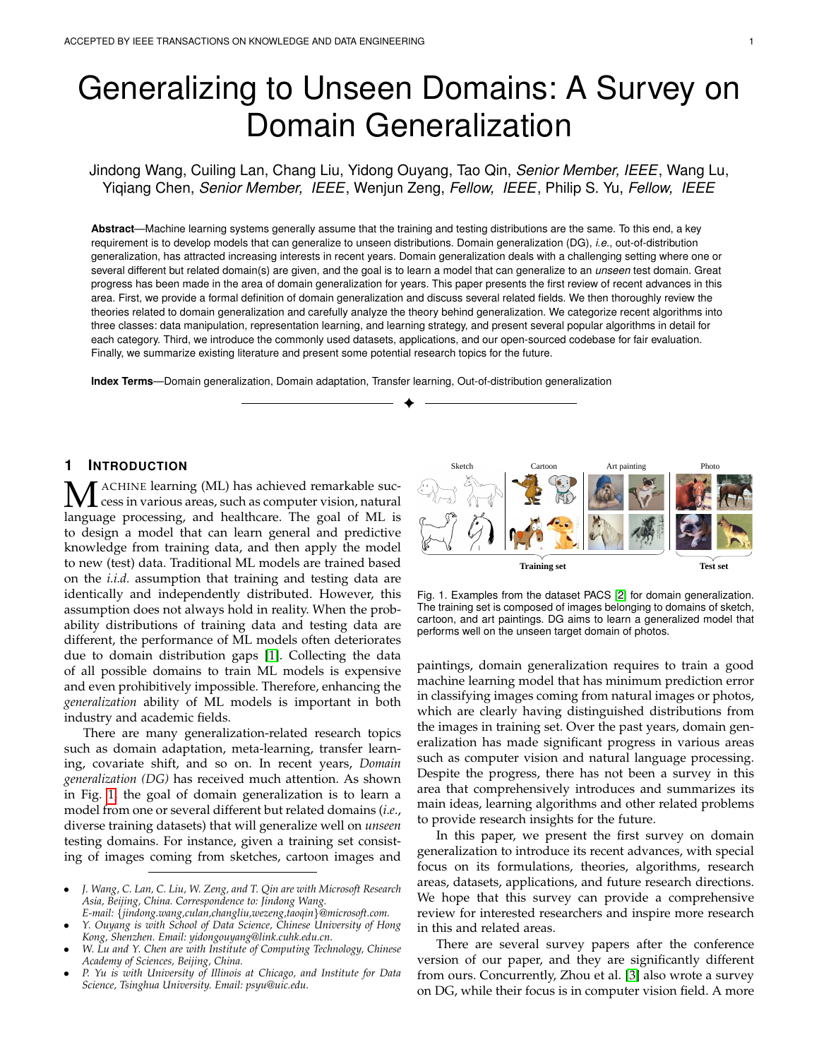# Generalizing to Unseen Domains: A Survey on Domain Generalization

Jindong Wang, Cuiling Lan, Chang Liu, Yidong Ouyang, Tao Qin, *Senior Member, IEEE*, Wang Lu, Yiqiang Chen, *Senior Member, IEEE*, Wenjun Zeng, *Fellow, IEEE*, Philip S. Yu, *Fellow, IEEE*

**Abstract**—Machine learning systems generally assume that the training and testing distributions are the same. To this end, a key requirement is to develop models that can generalize to unseen distributions. Domain generalization (DG), *i.e.*, out-of-distribution generalization, has attracted increasing interests in recent years. Domain generalization deals with a challenging setting where one or several different but related domain(s) are given, and the goal is to learn a model that can generalize to an *unseen* test domain. Great progress has been made in the area of domain generalization for years. This paper presents the first review of recent advances in this area. First, we provide a formal definition of domain generalization and discuss several related fields. We then thoroughly review the theories related to domain generalization and carefully analyze the theory behind generalization. We categorize recent algorithms into three classes: data manipulation, representation learning, and learning strategy, and present several popular algorithms in detail for each category. Third, we introduce the commonly used datasets, applications, and our open-sourced codebase for fair evaluation. Finally, we summarize existing literature and present some potential research topics for the future.

**Index Terms**—Domain generalization, Domain adaptation, Transfer learning, Out-of-distribution generalization

## 1 Introduction

Machine learning (ML) has achieved remarkable success in various areas, such as computer vision, natural language processing, and healthcare. The goal of ML is to design a model that can learn general and predictive knowledge from training data, and then apply the model to new (test) data. Traditional ML models are trained based on the *i.i.d.* assumption that training and testing data are identically and independently distributed. However, this assumption does not always hold in reality. When the probability distributions of training data and testing data are different, the performance of ML models often deteriorates due to domain distribution gaps [1]. Collecting the data of all possible domains to train ML models is expensive and even prohibitively impossible. Therefore, enhancing the *generalization* ability of ML models is important in both industry and academic fields.

There are many generalization-related research topics such as domain adaptation, meta-learning, transfer learning, covariate shift, and so on. In recent years, *Domain generalization (DG)* has received much attention. As shown in Fig. 1, the goal of domain generalization is to learn a model from one or several different but related domains (*i.e.*, diverse training datasets) that will generalize well on *unseen* testing domains. For instance, given a training set consisting of images coming from sketches, cartoon images and paintings, domain generalization requires to train a good machine learning model that has minimum prediction error in classifying images coming from natural images or photos, which are clearly having distinguished distributions from the images in training set. Over the past years, domain generalization has made significant progress in various areas such as computer vision and natural language processing. Despite the progress, there has not been a survey in this area that comprehensively introduces and summarizes its main ideas, learning algorithms and other related problems to provide research insights for the future.

Sketch | Cartoon | Art painting | Photo

Training set | Test set

Fig. 1. Examples from the dataset PACS [2] for domain generalization. The training set is composed of images belonging to domains of sketch, cartoon, and art paintings. DG aims to learn a generalized model that performs well on the unseen target domain of photos.

In this paper, we present the first survey on domain generalization to introduce its recent advances, with special focus on its formulations, theories, algorithms, research areas, datasets, applications, and future research directions. We hope that this survey can provide a comprehensive review for interested researchers and inspire more research in this and related areas.

There are several survey papers after the conference version of our paper, and they are significantly different from ours. Concurrently, Zhou et al. [3] also wrote a survey on DG, while their focus is in computer vision field. A more

---

- J. Wang, C. Lan, C. Liu, W. Zeng, and T. Qin are with Microsoft Research Asia, Beijing, China. Correspondence to: Jindong Wang. E-mail: {jindong.wang,culan,changliu,wezeng,taoqin}@microsoft.com.
- Y. Ouyang is with School of Data Science, Chinese University of Hong Kong, Shenzhen. Email: yidongouyang@link.cuhk.edu.cn.
- W. Lu and Y. Chen are with Institute of Computing Technology, Chinese Academy of Sciences, Beijing, China.
- P. Yu is with University of Illinois at Chicago, and Institute for Data Science, Tsinghua University. Email: psyu@uic.edu.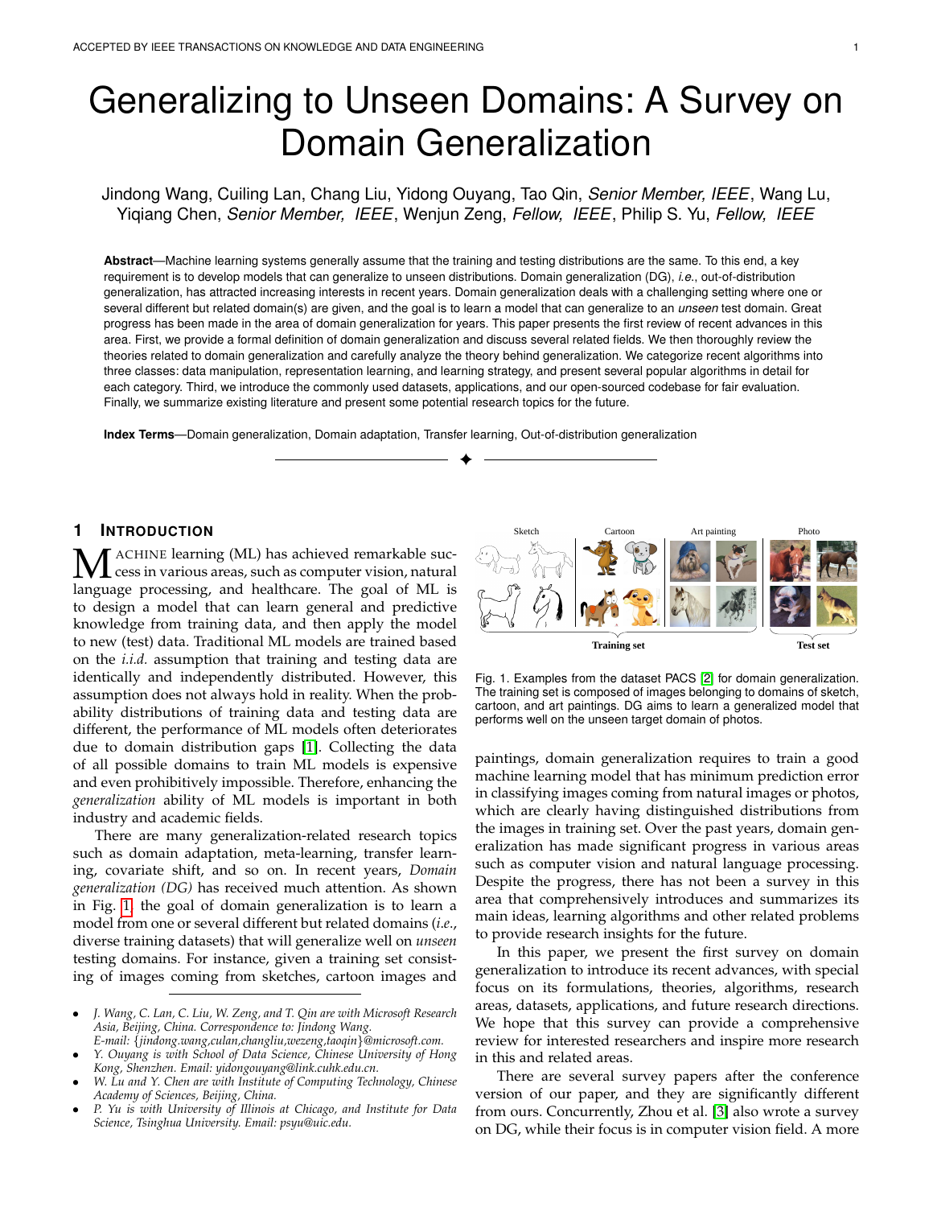# Generalizing to Unseen Domains: A Survey on Domain Generalization

Jindong Wang, Cuiling Lan, Chang Liu, Yidong Ouyang, Tao Qin, *Senior Member, IEEE*, Wang Lu, Yiqiang Chen, *Senior Member, IEEE*, Wenjun Zeng, *Fellow, IEEE*, Philip S. Yu, *Fellow, IEEE*

**Abstract**—Machine learning systems generally assume that the training and testing distributions are the same. To this end, a key requirement is to develop models that can generalize to unseen distributions. Domain generalization (DG), *i.e.*, out-of-distribution generalization, has attracted increasing interests in recent years. Domain generalization deals with a challenging setting where one or several different but related domain(s) are given, and the goal is to learn a model that can generalize to an *unseen* test domain. Great progress has been made in the area of domain generalization for years. This paper presents the first review of recent advances in this area. First, we provide a formal definition of domain generalization and discuss several related fields. We then thoroughly review the theories related to domain generalization and carefully analyze the theory behind generalization. We categorize recent algorithms into three classes: data manipulation, representation learning, and learning strategy, and present several popular algorithms in detail for each category. Third, we introduce the commonly used datasets, applications, and our open-sourced codebase for fair evaluation. Finally, we summarize existing literature and present some potential research topics for the future.

**Index Terms**—Domain generalization, Domain adaptation, Transfer learning, Out-of-distribution generalization

## 1 Introduction

Machine learning (ML) has achieved remarkable success in various areas, such as computer vision, natural language processing, and healthcare. The goal of ML is to design a model that can learn general and predictive knowledge from training data, and then apply the model to new (test) data. Traditional ML models are trained based on the *i.i.d.* assumption that training and testing data are identically and independently distributed. However, this assumption does not always hold in reality. When the probability distributions of training data and testing data are different, the performance of ML models often deteriorates due to domain distribution gaps [1]. Collecting the data of all possible domains to train ML models is expensive and even prohibitively impossible. Therefore, enhancing the *generalization* ability of ML models is important in both industry and academic fields.

There are many generalization-related research topics such as domain adaptation, meta-learning, transfer learning, covariate shift, and so on. In recent years, *Domain generalization (DG)* has received much attention. As shown in Fig. 1, the goal of domain generalization is to learn a model from one or several different but related domains (*i.e.*, diverse training datasets) that will generalize well on *unseen* testing domains. For instance, given a training set consisting of images coming from sketches, cartoon images and paintings, domain generalization requires to train a good machine learning model that has minimum prediction error in classifying images coming from natural images or photos, which are clearly having distinguished distributions from the images in training set. Over the past years, domain generalization has made significant progress in various areas such as computer vision and natural language processing. Despite the progress, there has not been a survey in this area that comprehensively introduces and summarizes its main ideas, learning algorithms and other related problems to provide research insights for the future.

Fig. 1. Examples from the dataset PACS [2] for domain generalization. The training set is composed of images belonging to domains of sketch, cartoon, and art paintings. DG aims to learn a generalized model that performs well on the unseen target domain of photos.

In this paper, we present the first survey on domain generalization to introduce its recent advances, with special focus on its formulations, theories, algorithms, research areas, datasets, applications, and future research directions. We hope that this survey can provide a comprehensive review for interested researchers and inspire more research in this and related areas.

There are several survey papers after the conference version of our paper, and they are significantly different from ours. Concurrently, Zhou et al. [3] also wrote a survey on DG, while their focus is in computer vision field. A more

- J. Wang, C. Lan, C. Liu, W. Zeng, and T. Qin are with Microsoft Research Asia, Beijing, China. Correspondence to: Jindong Wang. E-mail: {jindong.wang,culan,changliu,wezeng,taoqin}@microsoft.com.
- Y. Ouyang is with School of Data Science, Chinese University of Hong Kong, Shenzhen. Email: yidongouyang@link.cuhk.edu.cn.
- W. Lu and Y. Chen are with Institute of Computing Technology, Chinese Academy of Sciences, Beijing, China.
- P. Yu is with University of Illinois at Chicago, and Institute for Data Science, Tsinghua University. Email: psyu@uic.edu.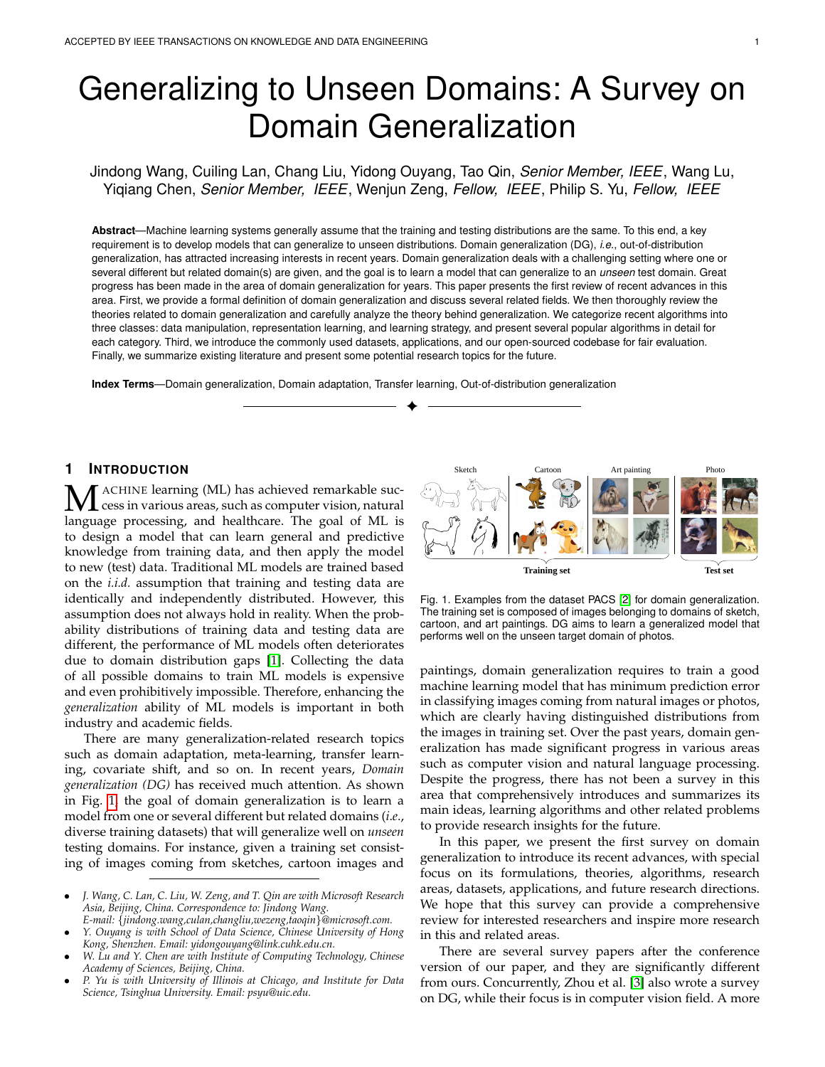# Generalizing to Unseen Domains: A Survey on Domain Generalization

Jindong Wang, Cuiling Lan, Chang Liu, Yidong Ouyang, Tao Qin, *Senior Member, IEEE*, Wang Lu, Yiqiang Chen, *Senior Member, IEEE*, Wenjun Zeng, *Fellow, IEEE*, Philip S. Yu, *Fellow, IEEE*

**Abstract**—Machine learning systems generally assume that the training and testing distributions are the same. To this end, a key requirement is to develop models that can generalize to unseen distributions. Domain generalization (DG), *i.e.*, out-of-distribution generalization, has attracted increasing interests in recent years. Domain generalization deals with a challenging setting where one or several different but related domain(s) are given, and the goal is to learn a model that can generalize to an *unseen* test domain. Great progress has been made in the area of domain generalization for years. This paper presents the first review of recent advances in this area. First, we provide a formal definition of domain generalization and discuss several related fields. We then thoroughly review the theories related to domain generalization and carefully analyze the theory behind generalization. We categorize recent algorithms into three classes: data manipulation, representation learning, and learning strategy, and present several popular algorithms in detail for each category. Third, we introduce the commonly used datasets, applications, and our open-sourced codebase for fair evaluation. Finally, we summarize existing literature and present some potential research topics for the future.

**Index Terms**—Domain generalization, Domain adaptation, Transfer learning, Out-of-distribution generalization

## 1 Introduction

Machine learning (ML) has achieved remarkable success in various areas, such as computer vision, natural language processing, and healthcare. The goal of ML is to design a model that can learn general and predictive knowledge from training data, and then apply the model to new (test) data. Traditional ML models are trained based on the *i.i.d.* assumption that training and testing data are identically and independently distributed. However, this assumption does not always hold in reality. When the probability distributions of training data and testing data are different, the performance of ML models often deteriorates due to domain distribution gaps [1]. Collecting the data of all possible domains to train ML models is expensive and even prohibitively impossible. Therefore, enhancing the *generalization* ability of ML models is important in both industry and academic fields.

There are many generalization-related research topics such as domain adaptation, meta-learning, transfer learning, covariate shift, and so on. In recent years, *Domain generalization (DG)* has received much attention. As shown in Fig. 1, the goal of domain generalization is to learn a model from one or several different but related domains (*i.e.*, diverse training datasets) that will generalize well on *unseen* testing domains. For instance, given a training set consisting of images coming from sketches, cartoon images and paintings, domain generalization requires to train a good machine learning model that has minimum prediction error in classifying images coming from natural images or photos, which are clearly having distinguished distributions from the images in training set. Over the past years, domain generalization has made significant progress in various areas such as computer vision and natural language processing. Despite the progress, there has not been a survey in this area that comprehensively introduces and summarizes its main ideas, learning algorithms and other related problems to provide research insights for the future.

Fig. 1. Examples from the dataset PACS [2] for domain generalization. The training set is composed of images belonging to domains of sketch, cartoon, and art paintings. DG aims to learn a generalized model that performs well on the unseen target domain of photos.

In this paper, we present the first survey on domain generalization to introduce its recent advances, with special focus on its formulations, theories, algorithms, research areas, datasets, applications, and future research directions. We hope that this survey can provide a comprehensive review for interested researchers and inspire more research in this and related areas.

There are several survey papers after the conference version of our paper, and they are significantly different from ours. Concurrently, Zhou et al. [3] also wrote a survey on DG, while their focus is in computer vision field. A more

- *J. Wang, C. Lan, C. Liu, W. Zeng, and T. Qin are with Microsoft Research Asia, Beijing, China. Correspondence to: Jindong Wang. E-mail: {jindong.wang,culan,changliu,wezeng,taoqin}@microsoft.com.*
- *Y. Ouyang is with School of Data Science, Chinese University of Hong Kong, Shenzhen. Email: yidongouyang@link.cuhk.edu.cn.*
- *W. Lu and Y. Chen are with Institute of Computing Technology, Chinese Academy of Sciences, Beijing, China.*
- *P. Yu is with University of Illinois at Chicago, and Institute for Data Science, Tsinghua University. Email: psyu@uic.edu.*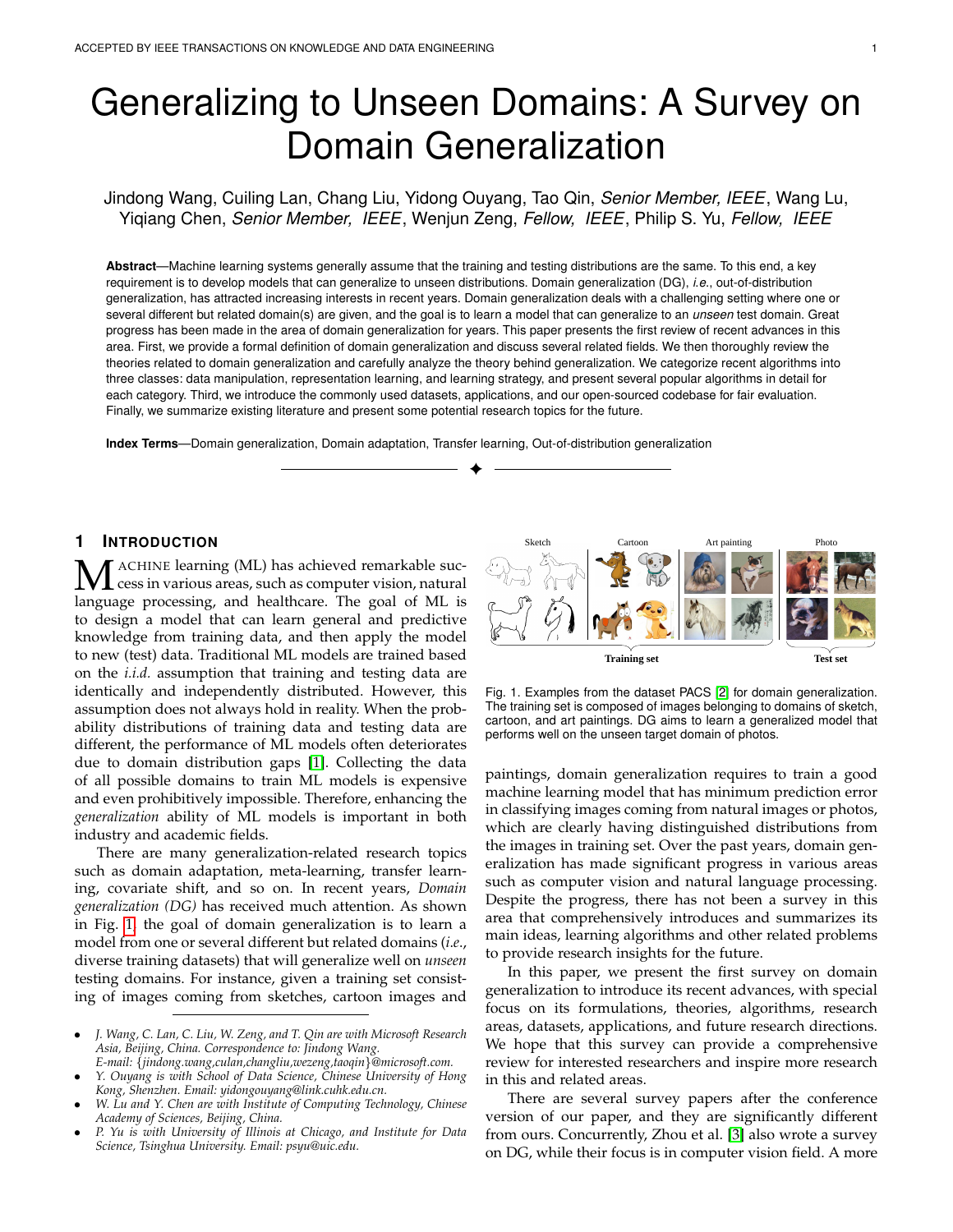# Generalizing to Unseen Domains: A Survey on Domain Generalization

Jindong Wang, Cuiling Lan, Chang Liu, Yidong Ouyang, Tao Qin, *Senior Member, IEEE*, Wang Lu, Yiqiang Chen, *Senior Member, IEEE*, Wenjun Zeng, *Fellow, IEEE*, Philip S. Yu, *Fellow, IEEE*

**Abstract**—Machine learning systems generally assume that the training and testing distributions are the same. To this end, a key requirement is to develop models that can generalize to unseen distributions. Domain generalization (DG), *i.e.*, out-of-distribution generalization, has attracted increasing interests in recent years. Domain generalization deals with a challenging setting where one or several different but related domain(s) are given, and the goal is to learn a model that can generalize to an *unseen* test domain. Great progress has been made in the area of domain generalization for years. This paper presents the first review of recent advances in this area. First, we provide a formal definition of domain generalization and discuss several related fields. We then thoroughly review the theories related to domain generalization and carefully analyze the theory behind generalization. We categorize recent algorithms into three classes: data manipulation, representation learning, and learning strategy, and present several popular algorithms in detail for each category. Third, we introduce the commonly used datasets, applications, and our open-sourced codebase for fair evaluation. Finally, we summarize existing literature and present some potential research topics for the future.

**Index Terms**—Domain generalization, Domain adaptation, Transfer learning, Out-of-distribution generalization

## 1 Introduction

Machine learning (ML) has achieved remarkable success in various areas, such as computer vision, natural language processing, and healthcare. The goal of ML is to design a model that can learn general and predictive knowledge from training data, and then apply the model to new (test) data. Traditional ML models are trained based on the *i.i.d.* assumption that training and testing data are identically and independently distributed. However, this assumption does not always hold in reality. When the probability distributions of training data and testing data are different, the performance of ML models often deteriorates due to domain distribution gaps [1]. Collecting the data of all possible domains to train ML models is expensive and even prohibitively impossible. Therefore, enhancing the *generalization* ability of ML models is important in both industry and academic fields.

There are many generalization-related research topics such as domain adaptation, meta-learning, transfer learning, covariate shift, and so on. In recent years, *Domain generalization (DG)* has received much attention. As shown in Fig. 1, the goal of domain generalization is to learn a model from one or several different but related domains (*i.e.*, diverse training datasets) that will generalize well on *unseen* testing domains. For instance, given a training set consisting of images coming from sketches, cartoon images and paintings, domain generalization requires to train a good machine learning model that has minimum prediction error in classifying images coming from natural images or photos, which are clearly having distinguished distributions from the images in training set. Over the past years, domain generalization has made significant progress in various areas such as computer vision and natural language processing. Despite the progress, there has not been a survey in this area that comprehensively introduces and summarizes its main ideas, learning algorithms and other related problems to provide research insights for the future.

Fig. 1. Examples from the dataset PACS [2] for domain generalization. The training set is composed of images belonging to domains of sketch, cartoon, and art paintings. DG aims to learn a generalized model that performs well on the unseen target domain of photos.

In this paper, we present the first survey on domain generalization to introduce its recent advances, with special focus on its formulations, theories, algorithms, research areas, datasets, applications, and future research directions. We hope that this survey can provide a comprehensive review for interested researchers and inspire more research in this and related areas.

There are several survey papers after the conference version of our paper, and they are significantly different from ours. Concurrently, Zhou et al. [3] also wrote a survey on DG, while their focus is in computer vision field. A more

- *J. Wang, C. Lan, C. Liu, W. Zeng, and T. Qin are with Microsoft Research Asia, Beijing, China. Correspondence to: Jindong Wang. E-mail: {jindong.wang,culan,changliu,wezeng,taoqin}@microsoft.com.*
- *Y. Ouyang is with School of Data Science, Chinese University of Hong Kong, Shenzhen. Email: yidongouyang@link.cuhk.edu.cn.*
- *W. Lu and Y. Chen are with Institute of Computing Technology, Chinese Academy of Sciences, Beijing, China.*
- *P. Yu is with University of Illinois at Chicago, and Institute for Data Science, Tsinghua University. Email: psyu@uic.edu.*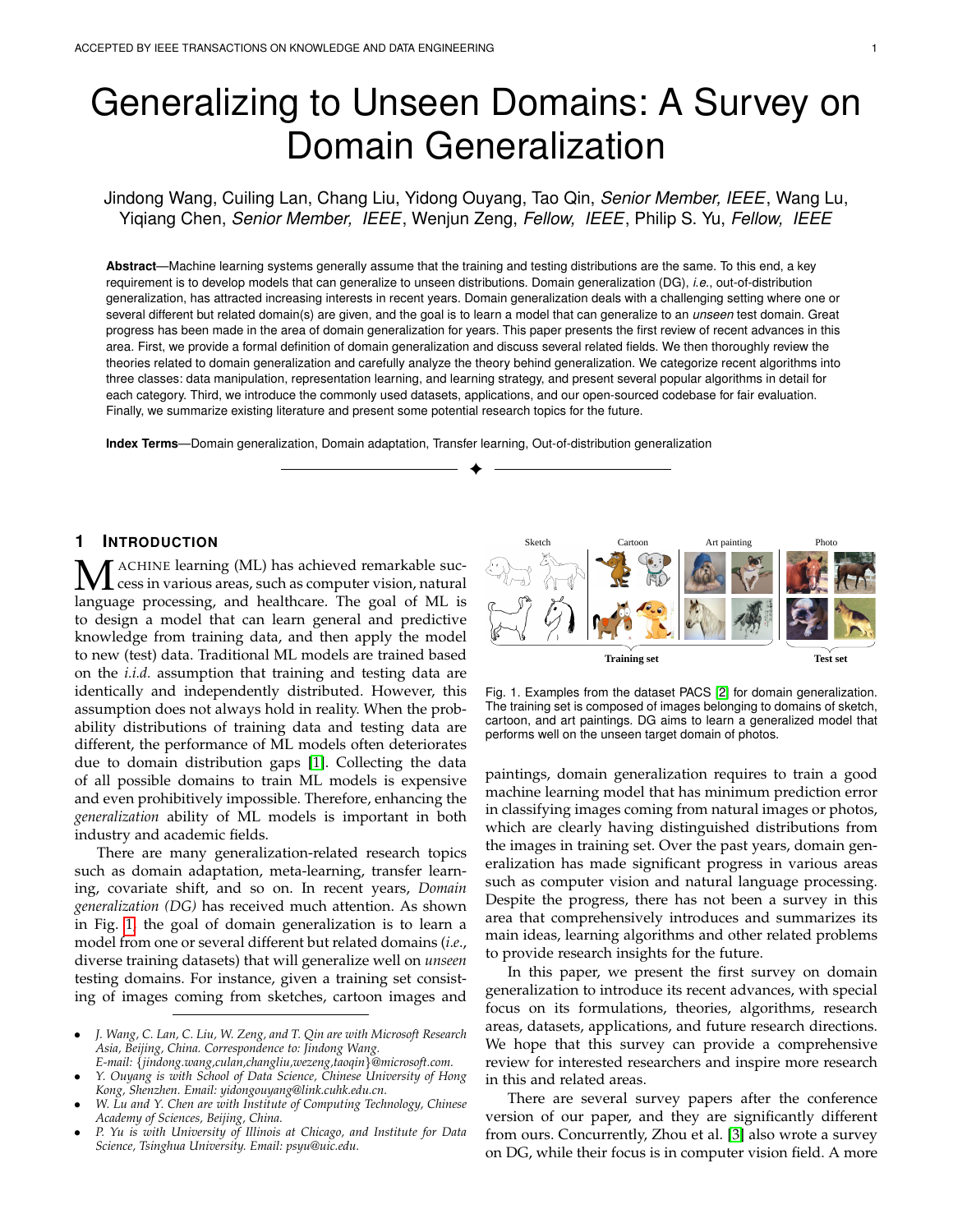# Generalizing to Unseen Domains: A Survey on Domain Generalization

Jindong Wang, Cuiling Lan, Chang Liu, Yidong Ouyang, Tao Qin, *Senior Member, IEEE*, Wang Lu, Yiqiang Chen, *Senior Member, IEEE*, Wenjun Zeng, *Fellow, IEEE*, Philip S. Yu, *Fellow, IEEE*

**Abstract**—Machine learning systems generally assume that the training and testing distributions are the same. To this end, a key requirement is to develop models that can generalize to unseen distributions. Domain generalization (DG), *i.e.*, out-of-distribution generalization, has attracted increasing interests in recent years. Domain generalization deals with a challenging setting where one or several different but related domain(s) are given, and the goal is to learn a model that can generalize to an *unseen* test domain. Great progress has been made in the area of domain generalization for years. This paper presents the first review of recent advances in this area. First, we provide a formal definition of domain generalization and discuss several related fields. We then thoroughly review the theories related to domain generalization and carefully analyze the theory behind generalization. We categorize recent algorithms into three classes: data manipulation, representation learning, and learning strategy, and present several popular algorithms in detail for each category. Third, we introduce the commonly used datasets, applications, and our open-sourced codebase for fair evaluation. Finally, we summarize existing literature and present some potential research topics for the future.

**Index Terms**—Domain generalization, Domain adaptation, Transfer learning, Out-of-distribution generalization

## 1 Introduction

Machine learning (ML) has achieved remarkable success in various areas, such as computer vision, natural language processing, and healthcare. The goal of ML is to design a model that can learn general and predictive knowledge from training data, and then apply the model to new (test) data. Traditional ML models are trained based on the *i.i.d.* assumption that training and testing data are identically and independently distributed. However, this assumption does not always hold in reality. When the probability distributions of training data and testing data are different, the performance of ML models often deteriorates due to domain distribution gaps [1]. Collecting the data of all possible domains to train ML models is expensive and even prohibitively impossible. Therefore, enhancing the *generalization* ability of ML models is important in both industry and academic fields.

There are many generalization-related research topics such as domain adaptation, meta-learning, transfer learning, covariate shift, and so on. In recent years, *Domain generalization (DG)* has received much attention. As shown in Fig. 1, the goal of domain generalization is to learn a model from one or several different but related domains (*i.e.*, diverse training datasets) that will generalize well on *unseen* testing domains. For instance, given a training set consisting of images coming from sketches, cartoon images and paintings, domain generalization requires to train a good machine learning model that has minimum prediction error in classifying images coming from natural images or photos, which are clearly having distinguished distributions from the images in training set. Over the past years, domain generalization has made significant progress in various areas such as computer vision and natural language processing. Despite the progress, there has not been a survey in this area that comprehensively introduces and summarizes its main ideas, learning algorithms and other related problems to provide research insights for the future.

Fig. 1. Examples from the dataset PACS [2] for domain generalization. The training set is composed of images belonging to domains of sketch, cartoon, and art paintings. DG aims to learn a generalized model that performs well on the unseen target domain of photos.

In this paper, we present the first survey on domain generalization to introduce its recent advances, with special focus on its formulations, theories, algorithms, research areas, datasets, applications, and future research directions. We hope that this survey can provide a comprehensive review for interested researchers and inspire more research in this and related areas.

There are several survey papers after the conference version of our paper, and they are significantly different from ours. Concurrently, Zhou et al. [3] also wrote a survey on DG, while their focus is in computer vision field. A more

---

- J. Wang, C. Lan, C. Liu, W. Zeng, and T. Qin are with Microsoft Research Asia, Beijing, China. Correspondence to: Jindong Wang. E-mail: {jindong.wang,culan,changliu,wezeng,taoqin}@microsoft.com.
- Y. Ouyang is with School of Data Science, Chinese University of Hong Kong, Shenzhen. Email: yidongouyang@link.cuhk.edu.cn.
- W. Lu and Y. Chen are with Institute of Computing Technology, Chinese Academy of Sciences, Beijing, China.
- P. Yu is with University of Illinois at Chicago, and Institute for Data Science, Tsinghua University. Email: psyu@uic.edu.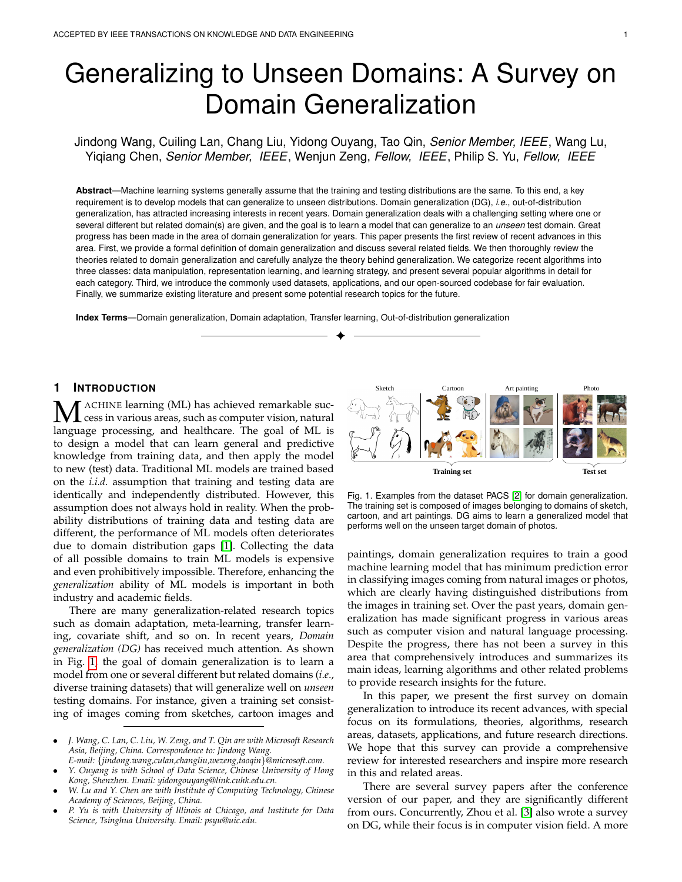# Generalizing to Unseen Domains: A Survey on Domain Generalization

Jindong Wang, Cuiling Lan, Chang Liu, Yidong Ouyang, Tao Qin, *Senior Member, IEEE*, Wang Lu, Yiqiang Chen, *Senior Member, IEEE*, Wenjun Zeng, *Fellow, IEEE*, Philip S. Yu, *Fellow, IEEE*

**Abstract**—Machine learning systems generally assume that the training and testing distributions are the same. To this end, a key requirement is to develop models that can generalize to unseen distributions. Domain generalization (DG), *i.e.*, out-of-distribution generalization, has attracted increasing interests in recent years. Domain generalization deals with a challenging setting where one or several different but related domain(s) are given, and the goal is to learn a model that can generalize to an *unseen* test domain. Great progress has been made in the area of domain generalization for years. This paper presents the first review of recent advances in this area. First, we provide a formal definition of domain generalization and discuss several related fields. We then thoroughly review the theories related to domain generalization and carefully analyze the theory behind generalization. We categorize recent algorithms into three classes: data manipulation, representation learning, and learning strategy, and present several popular algorithms in detail for each category. Third, we introduce the commonly used datasets, applications, and our open-sourced codebase for fair evaluation. Finally, we summarize existing literature and present some potential research topics for the future.

**Index Terms**—Domain generalization, Domain adaptation, Transfer learning, Out-of-distribution generalization

## 1 Introduction

Machine learning (ML) has achieved remarkable success in various areas, such as computer vision, natural language processing, and healthcare. The goal of ML is to design a model that can learn general and predictive knowledge from training data, and then apply the model to new (test) data. Traditional ML models are trained based on the *i.i.d.* assumption that training and testing data are identically and independently distributed. However, this assumption does not always hold in reality. When the probability distributions of training data and testing data are different, the performance of ML models often deteriorates due to domain distribution gaps [1]. Collecting the data of all possible domains to train ML models is expensive and even prohibitively impossible. Therefore, enhancing the *generalization* ability of ML models is important in both industry and academic fields.

There are many generalization-related research topics such as domain adaptation, meta-learning, transfer learning, covariate shift, and so on. In recent years, *Domain generalization (DG)* has received much attention. As shown in Fig. 1, the goal of domain generalization is to learn a model from one or several different but related domains (*i.e.*, diverse training datasets) that will generalize well on *unseen* testing domains. For instance, given a training set consisting of images coming from sketches, cartoon images and paintings, domain generalization requires to train a good machine learning model that has minimum prediction error in classifying images coming from natural images or photos, which are clearly having distinguished distributions from the images in training set. Over the past years, domain generalization has made significant progress in various areas such as computer vision and natural language processing. Despite the progress, there has not been a survey in this area that comprehensively introduces and summarizes its main ideas, learning algorithms and other related problems to provide research insights for the future.

Fig. 1. Examples from the dataset PACS [2] for domain generalization. The training set is composed of images belonging to domains of sketch, cartoon, and art paintings. DG aims to learn a generalized model that performs well on the unseen target domain of photos.

In this paper, we present the first survey on domain generalization to introduce its recent advances, with special focus on its formulations, theories, algorithms, research areas, datasets, applications, and future research directions. We hope that this survey can provide a comprehensive review for interested researchers and inspire more research in this and related areas.

There are several survey papers after the conference version of our paper, and they are significantly different from ours. Concurrently, Zhou et al. [3] also wrote a survey on DG, while their focus is in computer vision field. A more

- J. Wang, C. Lan, C. Liu, W. Zeng, and T. Qin are with Microsoft Research Asia, Beijing, China. Correspondence to: Jindong Wang. E-mail: {jindong.wang,culan,changliu,wezeng,taoqin}@microsoft.com.
- Y. Ouyang is with School of Data Science, Chinese University of Hong Kong, Shenzhen. Email: yidongouyang@link.cuhk.edu.cn.
- W. Lu and Y. Chen are with Institute of Computing Technology, Chinese Academy of Sciences, Beijing, China.
- P. Yu is with University of Illinois at Chicago, and Institute for Data Science, Tsinghua University. Email: psyu@uic.edu.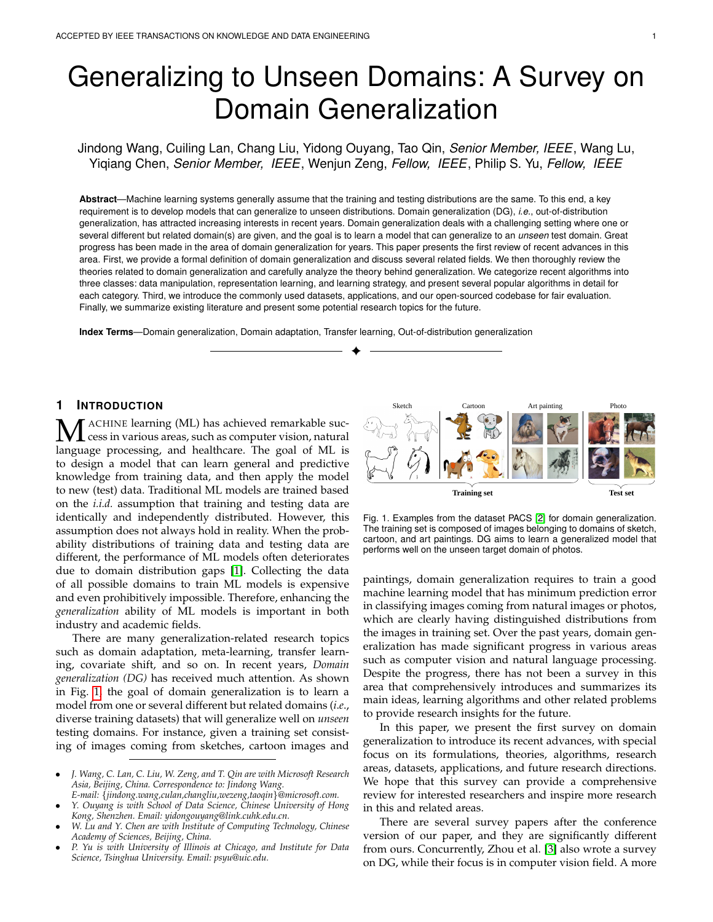# Generalizing to Unseen Domains: A Survey on Domain Generalization

Jindong Wang, Cuiling Lan, Chang Liu, Yidong Ouyang, Tao Qin, *Senior Member, IEEE*, Wang Lu, Yiqiang Chen, *Senior Member, IEEE*, Wenjun Zeng, *Fellow, IEEE*, Philip S. Yu, *Fellow, IEEE*

**Abstract**—Machine learning systems generally assume that the training and testing distributions are the same. To this end, a key requirement is to develop models that can generalize to unseen distributions. Domain generalization (DG), *i.e.*, out-of-distribution generalization, has attracted increasing interests in recent years. Domain generalization deals with a challenging setting where one or several different but related domain(s) are given, and the goal is to learn a model that can generalize to an *unseen* test domain. Great progress has been made in the area of domain generalization for years. This paper presents the first review of recent advances in this area. First, we provide a formal definition of domain generalization and discuss several related fields. We then thoroughly review the theories related to domain generalization and carefully analyze the theory behind generalization. We categorize recent algorithms into three classes: data manipulation, representation learning, and learning strategy, and present several popular algorithms in detail for each category. Third, we introduce the commonly used datasets, applications, and our open-sourced codebase for fair evaluation. Finally, we summarize existing literature and present some potential research topics for the future.

**Index Terms**—Domain generalization, Domain adaptation, Transfer learning, Out-of-distribution generalization

## 1 Introduction

Machine learning (ML) has achieved remarkable success in various areas, such as computer vision, natural language processing, and healthcare. The goal of ML is to design a model that can learn general and predictive knowledge from training data, and then apply the model to new (test) data. Traditional ML models are trained based on the *i.i.d.* assumption that training and testing data are identically and independently distributed. However, this assumption does not always hold in reality. When the probability distributions of training data and testing data are different, the performance of ML models often deteriorates due to domain distribution gaps [1]. Collecting the data of all possible domains to train ML models is expensive and even prohibitively impossible. Therefore, enhancing the *generalization* ability of ML models is important in both industry and academic fields.

There are many generalization-related research topics such as domain adaptation, meta-learning, transfer learning, covariate shift, and so on. In recent years, *Domain generalization (DG)* has received much attention. As shown in Fig. 1, the goal of domain generalization is to learn a model from one or several different but related domains (*i.e.*, diverse training datasets) that will generalize well on *unseen* testing domains. For instance, given a training set consisting of images coming from sketches, cartoon images and paintings, domain generalization requires to train a good machine learning model that has minimum prediction error in classifying images coming from natural images or photos, which are clearly having distinguished distributions from the images in training set. Over the past years, domain generalization has made significant progress in various areas such as computer vision and natural language processing. Despite the progress, there has not been a survey in this area that comprehensively introduces and summarizes its main ideas, learning algorithms and other related problems to provide research insights for the future.

Fig. 1. Examples from the dataset PACS [2] for domain generalization. The training set is composed of images belonging to domains of sketch, cartoon, and art paintings. DG aims to learn a generalized model that performs well on the unseen target domain of photos.

In this paper, we present the first survey on domain generalization to introduce its recent advances, with special focus on its formulations, theories, algorithms, research areas, datasets, applications, and future research directions. We hope that this survey can provide a comprehensive review for interested researchers and inspire more research in this and related areas.

There are several survey papers after the conference version of our paper, and they are significantly different from ours. Concurrently, Zhou et al. [3] also wrote a survey on DG, while their focus is in computer vision field. A more

---

- *J. Wang, C. Lan, C. Liu, W. Zeng, and T. Qin are with Microsoft Research Asia, Beijing, China. Correspondence to: Jindong Wang. E-mail: {jindong.wang,culan,changliu,wezeng,taoqin}@microsoft.com.*
- *Y. Ouyang is with School of Data Science, Chinese University of Hong Kong, Shenzhen. Email: yidongouyang@link.cuhk.edu.cn.*
- *W. Lu and Y. Chen are with Institute of Computing Technology, Chinese Academy of Sciences, Beijing, China.*
- *P. Yu is with University of Illinois at Chicago, and Institute for Data Science, Tsinghua University. Email: psyu@uic.edu.*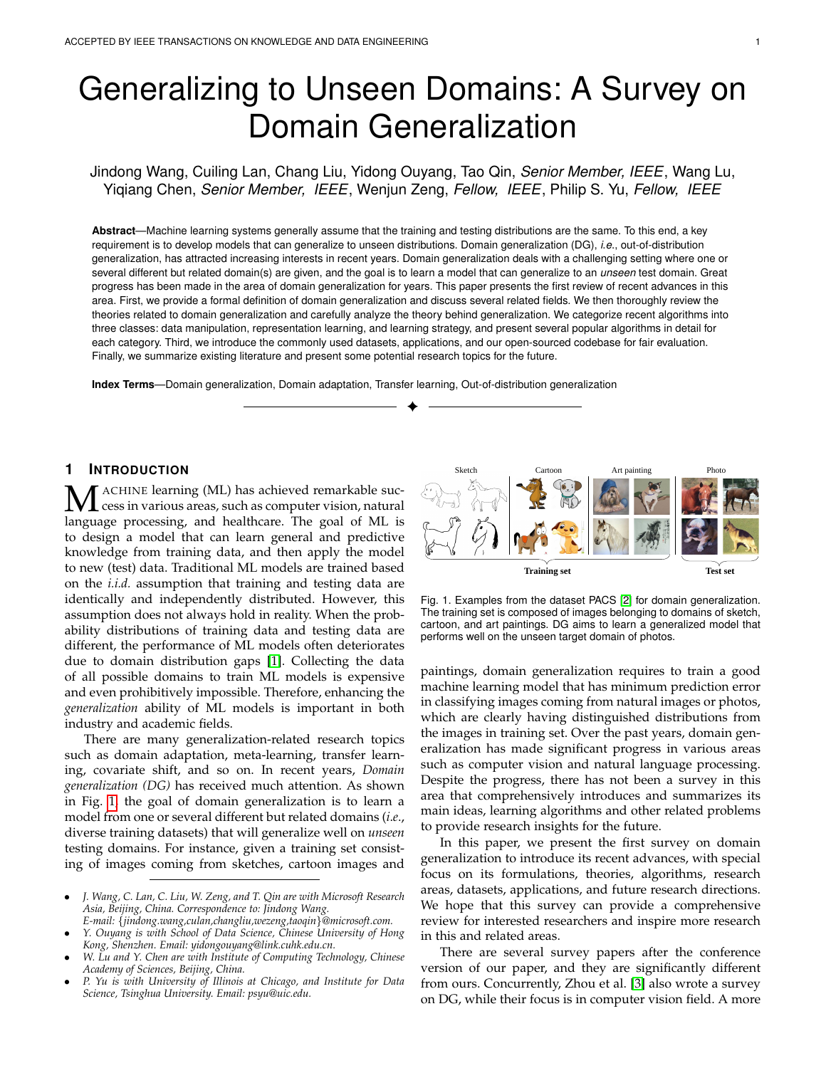# Generalizing to Unseen Domains: A Survey on Domain Generalization

Jindong Wang, Cuiling Lan, Chang Liu, Yidong Ouyang, Tao Qin, *Senior Member, IEEE*, Wang Lu, Yiqiang Chen, *Senior Member, IEEE*, Wenjun Zeng, *Fellow, IEEE*, Philip S. Yu, *Fellow, IEEE*

**Abstract**—Machine learning systems generally assume that the training and testing distributions are the same. To this end, a key requirement is to develop models that can generalize to unseen distributions. Domain generalization (DG), *i.e.*, out-of-distribution generalization, has attracted increasing interests in recent years. Domain generalization deals with a challenging setting where one or several different but related domain(s) are given, and the goal is to learn a model that can generalize to an *unseen* test domain. Great progress has been made in the area of domain generalization for years. This paper presents the first review of recent advances in this area. First, we provide a formal definition of domain generalization and discuss several related fields. We then thoroughly review the theories related to domain generalization and carefully analyze the theory behind generalization. We categorize recent algorithms into three classes: data manipulation, representation learning, and learning strategy, and present several popular algorithms in detail for each category. Third, we introduce the commonly used datasets, applications, and our open-sourced codebase for fair evaluation. Finally, we summarize existing literature and present some potential research topics for the future.

**Index Terms**—Domain generalization, Domain adaptation, Transfer learning, Out-of-distribution generalization

## 1 Introduction

Machine learning (ML) has achieved remarkable success in various areas, such as computer vision, natural language processing, and healthcare. The goal of ML is to design a model that can learn general and predictive knowledge from training data, and then apply the model to new (test) data. Traditional ML models are trained based on the *i.i.d.* assumption that training and testing data are identically and independently distributed. However, this assumption does not always hold in reality. When the probability distributions of training data and testing data are different, the performance of ML models often deteriorates due to domain distribution gaps [1]. Collecting the data of all possible domains to train ML models is expensive and even prohibitively impossible. Therefore, enhancing the *generalization* ability of ML models is important in both industry and academic fields.

There are many generalization-related research topics such as domain adaptation, meta-learning, transfer learning, covariate shift, and so on. In recent years, *Domain generalization (DG)* has received much attention. As shown in Fig. 1, the goal of domain generalization is to learn a model from one or several different but related domains (*i.e.*, diverse training datasets) that will generalize well on *unseen* testing domains. For instance, given a training set consisting of images coming from sketches, cartoon images and paintings, domain generalization requires to train a good machine learning model that has minimum prediction error in classifying images coming from natural images or photos, which are clearly having distinguished distributions from the images in training set. Over the past years, domain generalization has made significant progress in various areas such as computer vision and natural language processing. Despite the progress, there has not been a survey in this area that comprehensively introduces and summarizes its main ideas, learning algorithms and other related problems to provide research insights for the future.

Sketch | Cartoon | Art painting | Photo

Training set | Test set

Fig. 1. Examples from the dataset PACS [2] for domain generalization. The training set is composed of images belonging to domains of sketch, cartoon, and art paintings. DG aims to learn a generalized model that performs well on the unseen target domain of photos.

In this paper, we present the first survey on domain generalization to introduce its recent advances, with special focus on its formulations, theories, algorithms, research areas, datasets, applications, and future research directions. We hope that this survey can provide a comprehensive review for interested researchers and inspire more research in this and related areas.

There are several survey papers after the conference version of our paper, and they are significantly different from ours. Concurrently, Zhou et al. [3] also wrote a survey on DG, while their focus is in computer vision field. A more

---

- *J. Wang, C. Lan, C. Liu, W. Zeng, and T. Qin are with Microsoft Research Asia, Beijing, China. Correspondence to: Jindong Wang. E-mail: {jindong.wang,culan,changliu,wezeng,taoqin}@microsoft.com.*
- *Y. Ouyang is with School of Data Science, Chinese University of Hong Kong, Shenzhen. Email: yidongouyang@link.cuhk.edu.cn.*
- *W. Lu and Y. Chen are with Institute of Computing Technology, Chinese Academy of Sciences, Beijing, China.*
- *P. Yu is with University of Illinois at Chicago, and Institute for Data Science, Tsinghua University. Email: psyu@uic.edu.*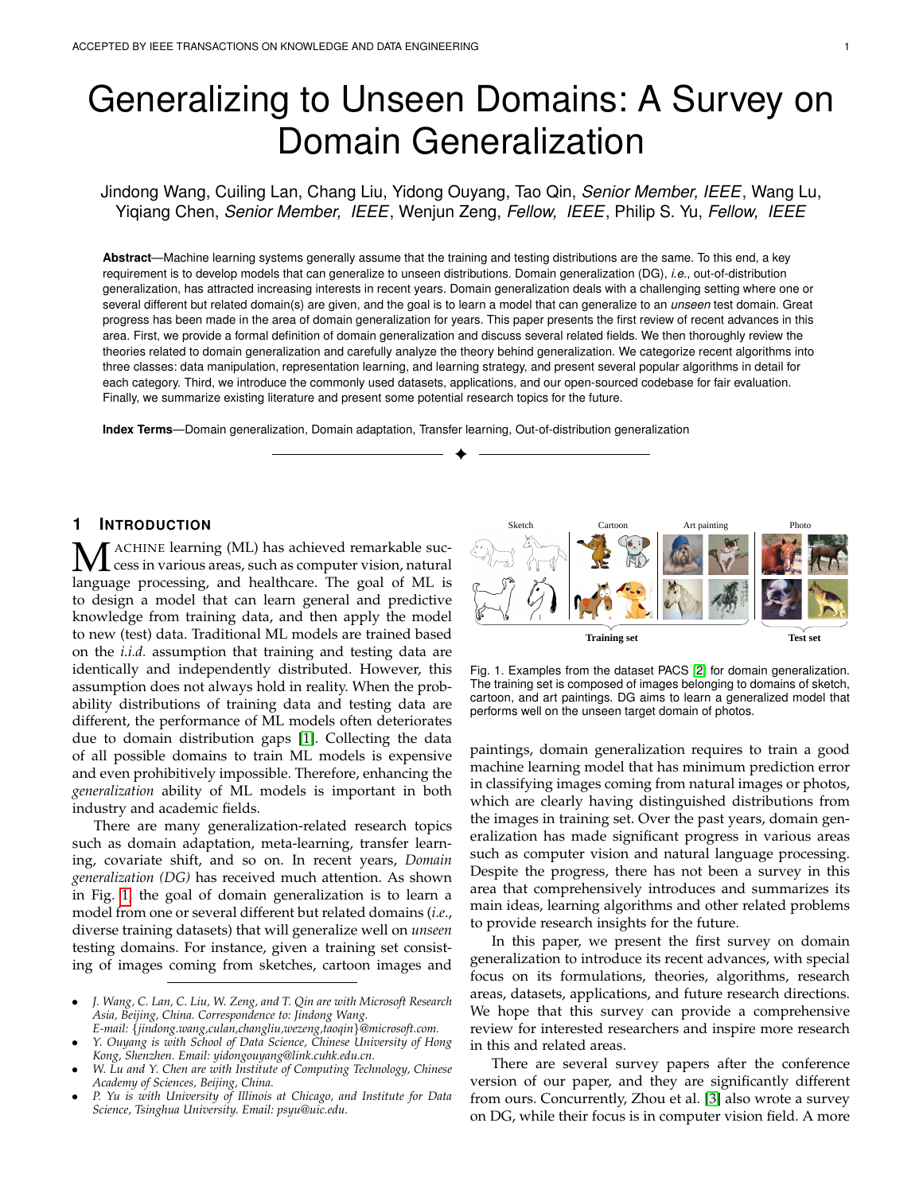# Generalizing to Unseen Domains: A Survey on Domain Generalization

Jindong Wang, Cuiling Lan, Chang Liu, Yidong Ouyang, Tao Qin, *Senior Member, IEEE*, Wang Lu, Yiqiang Chen, *Senior Member, IEEE*, Wenjun Zeng, *Fellow, IEEE*, Philip S. Yu, *Fellow, IEEE*

**Abstract**—Machine learning systems generally assume that the training and testing distributions are the same. To this end, a key requirement is to develop models that can generalize to unseen distributions. Domain generalization (DG), *i.e.*, out-of-distribution generalization, has attracted increasing interests in recent years. Domain generalization deals with a challenging setting where one or several different but related domain(s) are given, and the goal is to learn a model that can generalize to an *unseen* test domain. Great progress has been made in the area of domain generalization for years. This paper presents the first review of recent advances in this area. First, we provide a formal definition of domain generalization and discuss several related fields. We then thoroughly review the theories related to domain generalization and carefully analyze the theory behind generalization. We categorize recent algorithms into three classes: data manipulation, representation learning, and learning strategy, and present several popular algorithms in detail for each category. Third, we introduce the commonly used datasets, applications, and our open-sourced codebase for fair evaluation. Finally, we summarize existing literature and present some potential research topics for the future.

**Index Terms**—Domain generalization, Domain adaptation, Transfer learning, Out-of-distribution generalization

## 1 Introduction

Machine learning (ML) has achieved remarkable success in various areas, such as computer vision, natural language processing, and healthcare. The goal of ML is to design a model that can learn general and predictive knowledge from training data, and then apply the model to new (test) data. Traditional ML models are trained based on the *i.i.d.* assumption that training and testing data are identically and independently distributed. However, this assumption does not always hold in reality. When the probability distributions of training data and testing data are different, the performance of ML models often deteriorates due to domain distribution gaps [1]. Collecting the data of all possible domains to train ML models is expensive and even prohibitively impossible. Therefore, enhancing the *generalization* ability of ML models is important in both industry and academic fields.

There are many generalization-related research topics such as domain adaptation, meta-learning, transfer learning, covariate shift, and so on. In recent years, *Domain generalization (DG)* has received much attention. As shown in Fig. 1, the goal of domain generalization is to learn a model from one or several different but related domains (*i.e.*, diverse training datasets) that will generalize well on *unseen* testing domains. For instance, given a training set consisting of images coming from sketches, cartoon images and paintings, domain generalization requires to train a good machine learning model that has minimum prediction error in classifying images coming from natural images or photos, which are clearly having distinguished distributions from the images in training set. Over the past years, domain generalization has made significant progress in various areas such as computer vision and natural language processing. Despite the progress, there has not been a survey in this area that comprehensively introduces and summarizes its main ideas, learning algorithms and other related problems to provide research insights for the future.

Fig. 1. Examples from the dataset PACS [2] for domain generalization. The training set is composed of images belonging to domains of sketch, cartoon, and art paintings. DG aims to learn a generalized model that performs well on the unseen target domain of photos.

In this paper, we present the first survey on domain generalization to introduce its recent advances, with special focus on its formulations, theories, algorithms, research areas, datasets, applications, and future research directions. We hope that this survey can provide a comprehensive review for interested researchers and inspire more research in this and related areas.

There are several survey papers after the conference version of our paper, and they are significantly different from ours. Concurrently, Zhou et al. [3] also wrote a survey on DG, while their focus is in computer vision field. A more

---

- *J. Wang, C. Lan, C. Liu, W. Zeng, and T. Qin are with Microsoft Research Asia, Beijing, China. Correspondence to: Jindong Wang. E-mail: {jindong.wang,culan,changliu,wezeng,taoqin}@microsoft.com.*
- *Y. Ouyang is with School of Data Science, Chinese University of Hong Kong, Shenzhen. Email: yidongouyang@link.cuhk.edu.cn.*
- *W. Lu and Y. Chen are with Institute of Computing Technology, Chinese Academy of Sciences, Beijing, China.*
- *P. Yu is with University of Illinois at Chicago, and Institute for Data Science, Tsinghua University. Email: psyu@uic.edu.*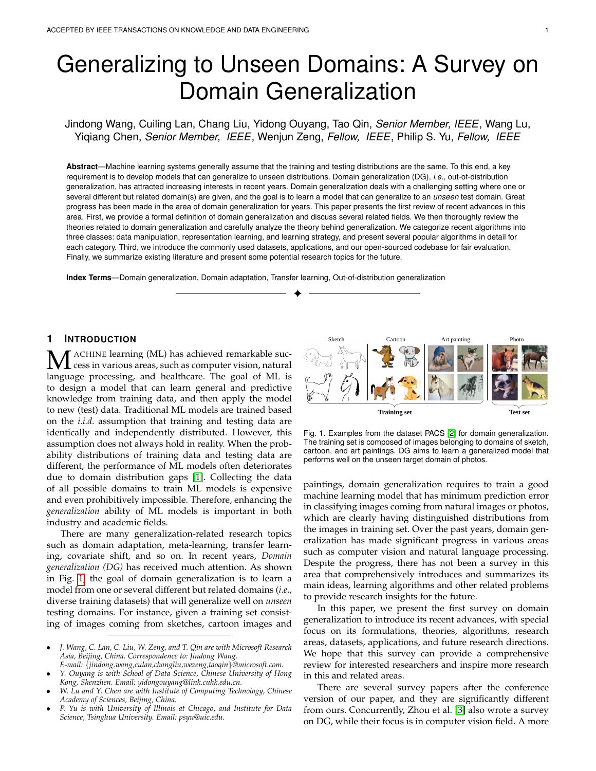ACCEPTED BY IEEE TRANSACTIONS ON KNOWLEDGE AND DATA ENGINEERING

# Generalizing to Unseen Domains: A Survey on Domain Generalization

Jindong Wang, Cuiling Lan, Chang Liu, Yidong Ouyang, Tao Qin, *Senior Member, IEEE*, Wang Lu, Yiqiang Chen, *Senior Member, IEEE*, Wenjun Zeng, *Fellow, IEEE*, Philip S. Yu, *Fellow, IEEE*

**Abstract**—Machine learning systems generally assume that the training and testing distributions are the same. To this end, a key requirement is to develop models that can generalize to unseen distributions. Domain generalization (DG), *i.e.*, out-of-distribution generalization, has attracted increasing interests in recent years. Domain generalization deals with a challenging setting where one or several different but related domain(s) are given, and the goal is to learn a model that can generalize to an *unseen* test domain. Great progress has been made in the area of domain generalization for years. This paper presents the first review of recent advances in this area. First, we provide a formal definition of domain generalization and discuss several related fields. We then thoroughly review the theories related to domain generalization and carefully analyze the theory behind generalization. We categorize recent algorithms into three classes: data manipulation, representation learning, and learning strategy, and present several popular algorithms in detail for each category. Third, we introduce the commonly used datasets, applications, and our open-sourced codebase for fair evaluation. Finally, we summarize existing literature and present some potential research topics for the future.

**Index Terms**—Domain generalization, Domain adaptation, Transfer learning, Out-of-distribution generalization

## 1 Introduction

Machine learning (ML) has achieved remarkable success in various areas, such as computer vision, natural language processing, and healthcare. The goal of ML is to design a model that can learn general and predictive knowledge from training data, and then apply the model to new (test) data. Traditional ML models are trained based on the *i.i.d.* assumption that training and testing data are identically and independently distributed. However, this assumption does not always hold in reality. When the probability distributions of training data and testing data are different, the performance of ML models often deteriorates due to domain distribution gaps [1]. Collecting the data of all possible domains to train ML models is expensive and even prohibitively impossible. Therefore, enhancing the *generalization* ability of ML models is important in both industry and academic fields.

There are many generalization-related research topics such as domain adaptation, meta-learning, transfer learning, covariate shift, and so on. In recent years, *Domain generalization (DG)* has received much attention. As shown in Fig. 1, the goal of domain generalization is to learn a model from one or several different but related domains (*i.e.*, diverse training datasets) that will generalize well on *unseen* testing domains. For instance, given a training set consisting of images coming from sketches, cartoon images and paintings, domain generalization requires to train a good machine learning model that has minimum prediction error in classifying images coming from natural images or photos, which are clearly having distinguished distributions from the images in training set. Over the past years, domain generalization has made significant progress in various areas such as computer vision and natural language processing. Despite the progress, there has not been a survey in this area that comprehensively introduces and summarizes its main ideas, learning algorithms and other related problems to provide research insights for the future.

Fig. 1. Examples from the dataset PACS [2] for domain generalization. The training set is composed of images belonging to domains of sketch, cartoon, and art paintings. DG aims to learn a generalized model that performs well on the unseen target domain of photos.

In this paper, we present the first survey on domain generalization to introduce its recent advances, with special focus on its formulations, theories, algorithms, research areas, datasets, applications, and future research directions. We hope that this survey can provide a comprehensive review for interested researchers and inspire more research in this and related areas.

There are several survey papers after the conference version of our paper, and they are significantly different from ours. Concurrently, Zhou et al. [3] also wrote a survey on DG, while their focus is in computer vision field. A more

- *J. Wang, C. Lan, C. Liu, W. Zeng, and T. Qin are with Microsoft Research Asia, Beijing, China. Correspondence to: Jindong Wang. E-mail: {jindong.wang,culan,changliu,wezeng,taoqin}@microsoft.com.*
- *Y. Ouyang is with School of Data Science, Chinese University of Hong Kong, Shenzhen. Email: yidongouyang@link.cuhk.edu.cn.*
- *W. Lu and Y. Chen are with Institute of Computing Technology, Chinese Academy of Sciences, Beijing, China.*
- *P. Yu is with University of Illinois at Chicago, and Institute for Data Science, Tsinghua University. Email: psyu@uic.edu.*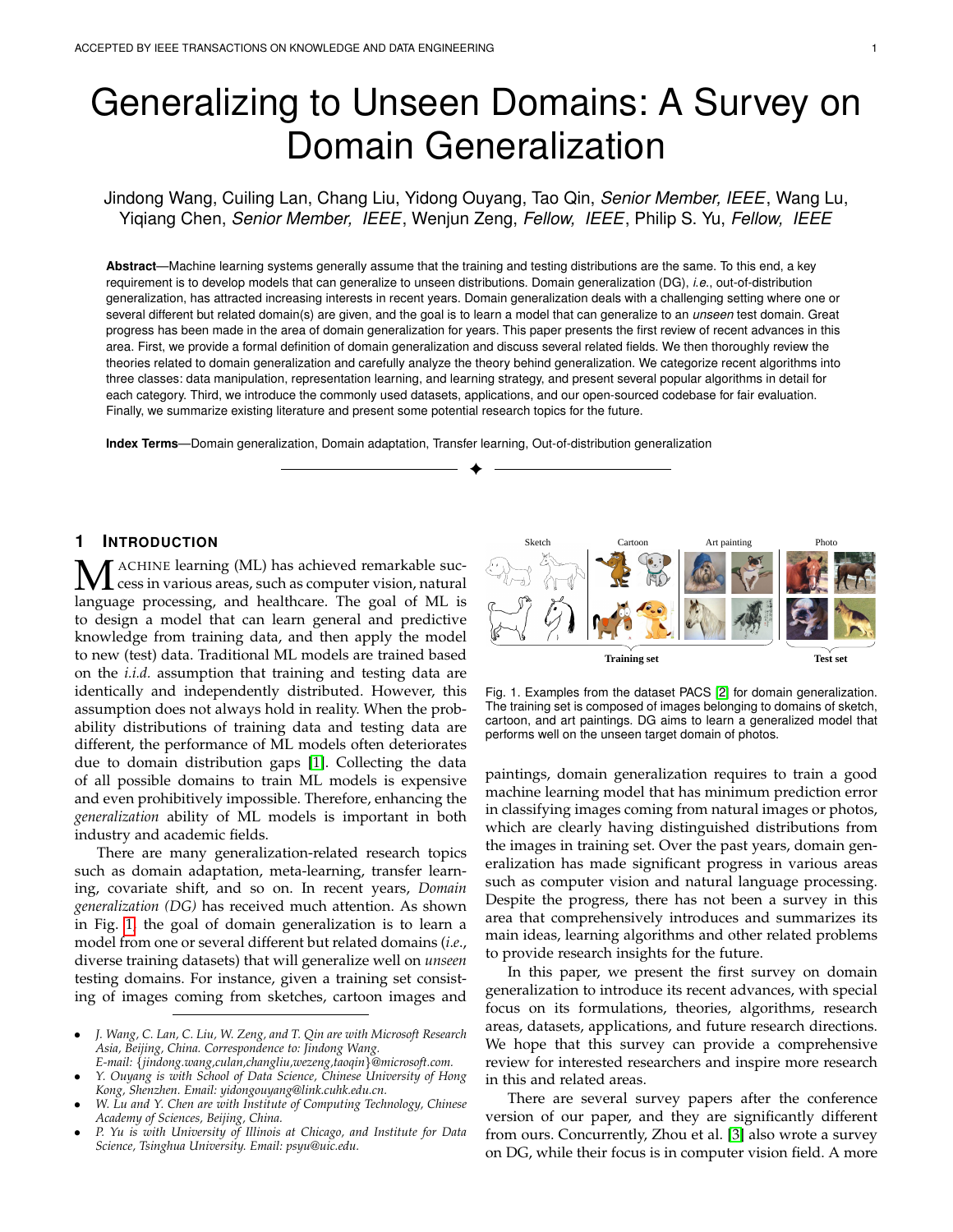# Generalizing to Unseen Domains: A Survey on Domain Generalization

Jindong Wang, Cuiling Lan, Chang Liu, Yidong Ouyang, Tao Qin, *Senior Member, IEEE*, Wang Lu, Yiqiang Chen, *Senior Member, IEEE*, Wenjun Zeng, *Fellow, IEEE*, Philip S. Yu, *Fellow, IEEE*

**Abstract**—Machine learning systems generally assume that the training and testing distributions are the same. To this end, a key requirement is to develop models that can generalize to unseen distributions. Domain generalization (DG), *i.e.*, out-of-distribution generalization, has attracted increasing interests in recent years. Domain generalization deals with a challenging setting where one or several different but related domain(s) are given, and the goal is to learn a model that can generalize to an *unseen* test domain. Great progress has been made in the area of domain generalization for years. This paper presents the first review of recent advances in this area. First, we provide a formal definition of domain generalization and discuss several related fields. We then thoroughly review the theories related to domain generalization and carefully analyze the theory behind generalization. We categorize recent algorithms into three classes: data manipulation, representation learning, and learning strategy, and present several popular algorithms in detail for each category. Third, we introduce the commonly used datasets, applications, and our open-sourced codebase for fair evaluation. Finally, we summarize existing literature and present some potential research topics for the future.

**Index Terms**—Domain generalization, Domain adaptation, Transfer learning, Out-of-distribution generalization

## 1 Introduction

Machine learning (ML) has achieved remarkable success in various areas, such as computer vision, natural language processing, and healthcare. The goal of ML is to design a model that can learn general and predictive knowledge from training data, and then apply the model to new (test) data. Traditional ML models are trained based on the *i.i.d.* assumption that training and testing data are identically and independently distributed. However, this assumption does not always hold in reality. When the probability distributions of training data and testing data are different, the performance of ML models often deteriorates due to domain distribution gaps [1]. Collecting the data of all possible domains to train ML models is expensive and even prohibitively impossible. Therefore, enhancing the *generalization* ability of ML models is important in both industry and academic fields.

There are many generalization-related research topics such as domain adaptation, meta-learning, transfer learning, covariate shift, and so on. In recent years, *Domain generalization (DG)* has received much attention. As shown in Fig. 1, the goal of domain generalization is to learn a model from one or several different but related domains (*i.e.*, diverse training datasets) that will generalize well on *unseen* testing domains. For instance, given a training set consisting of images coming from sketches, cartoon images and paintings, domain generalization requires to train a good machine learning model that has minimum prediction error in classifying images coming from natural images or photos, which are clearly having distinguished distributions from the images in training set. Over the past years, domain generalization has made significant progress in various areas such as computer vision and natural language processing. Despite the progress, there has not been a survey in this area that comprehensively introduces and summarizes its main ideas, learning algorithms and other related problems to provide research insights for the future.

Fig. 1. Examples from the dataset PACS [2] for domain generalization. The training set is composed of images belonging to domains of sketch, cartoon, and art paintings. DG aims to learn a generalized model that performs well on the unseen target domain of photos.

In this paper, we present the first survey on domain generalization to introduce its recent advances, with special focus on its formulations, theories, algorithms, research areas, datasets, applications, and future research directions. We hope that this survey can provide a comprehensive review for interested researchers and inspire more research in this and related areas.

There are several survey papers after the conference version of our paper, and they are significantly different from ours. Concurrently, Zhou et al. [3] also wrote a survey on DG, while their focus is in computer vision field. A more

---

- J. Wang, C. Lan, C. Liu, W. Zeng, and T. Qin are with Microsoft Research Asia, Beijing, China. Correspondence to: Jindong Wang. E-mail: {jindong.wang,culan,changliu,wezeng,taoqin}@microsoft.com.
- Y. Ouyang is with School of Data Science, Chinese University of Hong Kong, Shenzhen. Email: yidongouyang@link.cuhk.edu.cn.
- W. Lu and Y. Chen are with Institute of Computing Technology, Chinese Academy of Sciences, Beijing, China.
- P. Yu is with University of Illinois at Chicago, and Institute for Data Science, Tsinghua University. Email: psyu@uic.edu.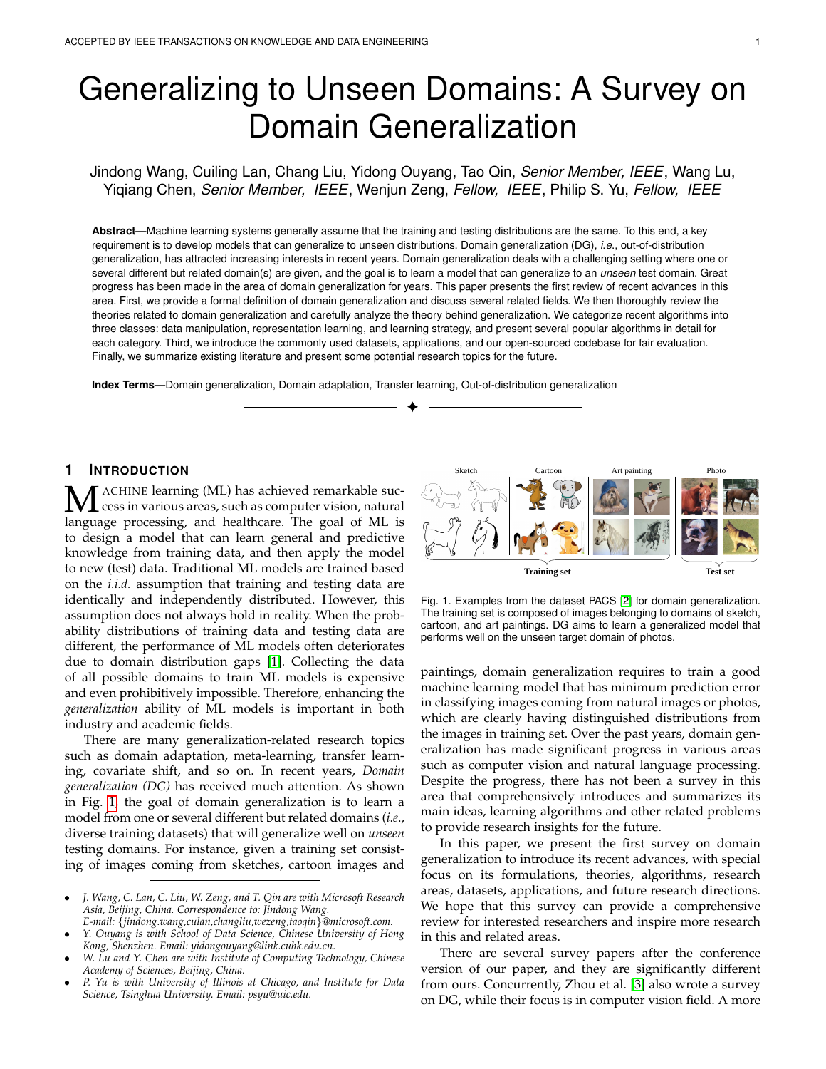# Generalizing to Unseen Domains: A Survey on Domain Generalization

Jindong Wang, Cuiling Lan, Chang Liu, Yidong Ouyang, Tao Qin, *Senior Member, IEEE*, Wang Lu, Yiqiang Chen, *Senior Member, IEEE*, Wenjun Zeng, *Fellow, IEEE*, Philip S. Yu, *Fellow, IEEE*

**Abstract**—Machine learning systems generally assume that the training and testing distributions are the same. To this end, a key requirement is to develop models that can generalize to unseen distributions. Domain generalization (DG), *i.e.*, out-of-distribution generalization, has attracted increasing interests in recent years. Domain generalization deals with a challenging setting where one or several different but related domain(s) are given, and the goal is to learn a model that can generalize to an *unseen* test domain. Great progress has been made in the area of domain generalization for years. This paper presents the first review of recent advances in this area. First, we provide a formal definition of domain generalization and discuss several related fields. We then thoroughly review the theories related to domain generalization and carefully analyze the theory behind generalization. We categorize recent algorithms into three classes: data manipulation, representation learning, and learning strategy, and present several popular algorithms in detail for each category. Third, we introduce the commonly used datasets, applications, and our open-sourced codebase for fair evaluation. Finally, we summarize existing literature and present some potential research topics for the future.

**Index Terms**—Domain generalization, Domain adaptation, Transfer learning, Out-of-distribution generalization

## 1 Introduction

Machine learning (ML) has achieved remarkable success in various areas, such as computer vision, natural language processing, and healthcare. The goal of ML is to design a model that can learn general and predictive knowledge from training data, and then apply the model to new (test) data. Traditional ML models are trained based on the *i.i.d.* assumption that training and testing data are identically and independently distributed. However, this assumption does not always hold in reality. When the probability distributions of training data and testing data are different, the performance of ML models often deteriorates due to domain distribution gaps [1]. Collecting the data of all possible domains to train ML models is expensive and even prohibitively impossible. Therefore, enhancing the *generalization* ability of ML models is important in both industry and academic fields.

There are many generalization-related research topics such as domain adaptation, meta-learning, transfer learning, covariate shift, and so on. In recent years, *Domain generalization (DG)* has received much attention. As shown in Fig. 1, the goal of domain generalization is to learn a model from one or several different but related domains (*i.e.*, diverse training datasets) that will generalize well on *unseen* testing domains. For instance, given a training set consisting of images coming from sketches, cartoon images and paintings, domain generalization requires to train a good machine learning model that has minimum prediction error in classifying images coming from natural images or photos, which are clearly having distinguished distributions from the images in training set. Over the past years, domain generalization has made significant progress in various areas such as computer vision and natural language processing. Despite the progress, there has not been a survey in this area that comprehensively introduces and summarizes its main ideas, learning algorithms and other related problems to provide research insights for the future.

Fig. 1. Examples from the dataset PACS [2] for domain generalization. The training set is composed of images belonging to domains of sketch, cartoon, and art paintings. DG aims to learn a generalized model that performs well on the unseen target domain of photos.

In this paper, we present the first survey on domain generalization to introduce its recent advances, with special focus on its formulations, theories, algorithms, research areas, datasets, applications, and future research directions. We hope that this survey can provide a comprehensive review for interested researchers and inspire more research in this and related areas.

There are several survey papers after the conference version of our paper, and they are significantly different from ours. Concurrently, Zhou et al. [3] also wrote a survey on DG, while their focus is in computer vision field. A more

- *J. Wang, C. Lan, C. Liu, W. Zeng, and T. Qin are with Microsoft Research Asia, Beijing, China. Correspondence to: Jindong Wang. E-mail: {jindong.wang,culan,changliu,wezeng,taoqin}@microsoft.com.*
- *Y. Ouyang is with School of Data Science, Chinese University of Hong Kong, Shenzhen. Email: yidongouyang@link.cuhk.edu.cn.*
- *W. Lu and Y. Chen are with Institute of Computing Technology, Chinese Academy of Sciences, Beijing, China.*
- *P. Yu is with University of Illinois at Chicago, and Institute for Data Science, Tsinghua University. Email: psyu@uic.edu.*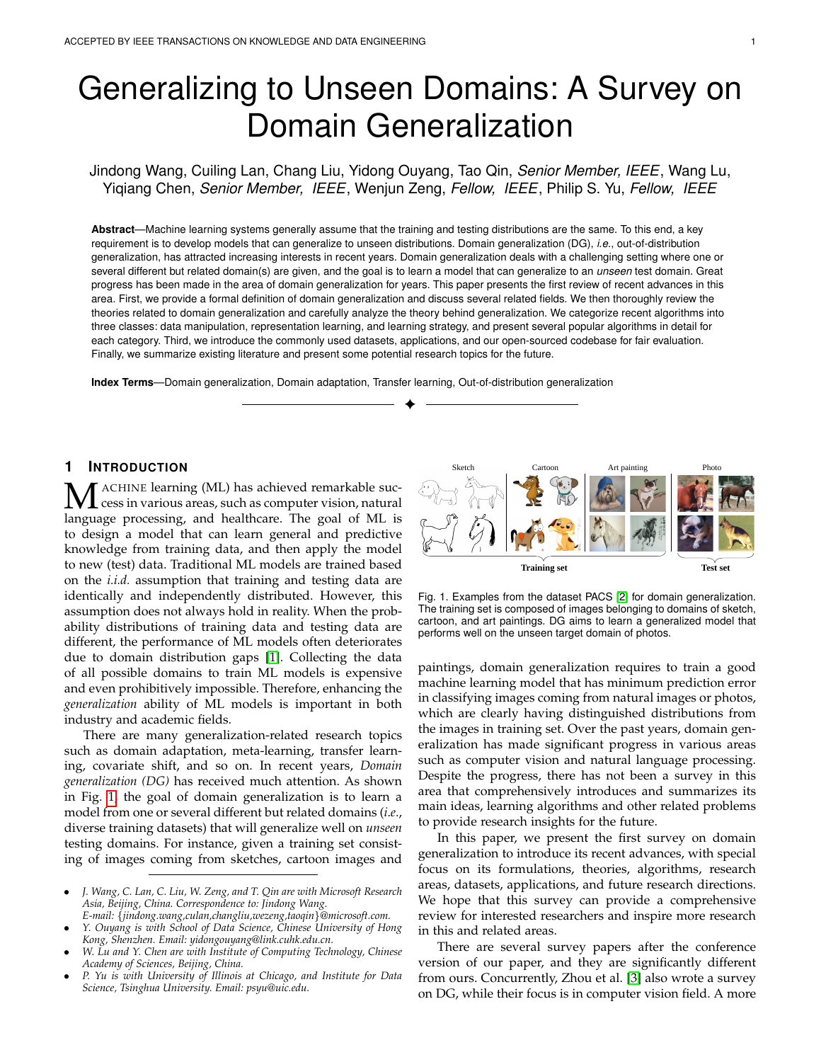# Generalizing to Unseen Domains: A Survey on Domain Generalization

Jindong Wang, Cuiling Lan, Chang Liu, Yidong Ouyang, Tao Qin, *Senior Member, IEEE*, Wang Lu, Yiqiang Chen, *Senior Member, IEEE*, Wenjun Zeng, *Fellow, IEEE*, Philip S. Yu, *Fellow, IEEE*

**Abstract**—Machine learning systems generally assume that the training and testing distributions are the same. To this end, a key requirement is to develop models that can generalize to unseen distributions. Domain generalization (DG), *i.e.*, out-of-distribution generalization, has attracted increasing interests in recent years. Domain generalization deals with a challenging setting where one or several different but related domain(s) are given, and the goal is to learn a model that can generalize to an *unseen* test domain. Great progress has been made in the area of domain generalization for years. This paper presents the first review of recent advances in this area. First, we provide a formal definition of domain generalization and discuss several related fields. We then thoroughly review the theories related to domain generalization and carefully analyze the theory behind generalization. We categorize recent algorithms into three classes: data manipulation, representation learning, and learning strategy, and present several popular algorithms in detail for each category. Third, we introduce the commonly used datasets, applications, and our open-sourced codebase for fair evaluation. Finally, we summarize existing literature and present some potential research topics for the future.

**Index Terms**—Domain generalization, Domain adaptation, Transfer learning, Out-of-distribution generalization

## 1 Introduction

Machine learning (ML) has achieved remarkable success in various areas, such as computer vision, natural language processing, and healthcare. The goal of ML is to design a model that can learn general and predictive knowledge from training data, and then apply the model to new (test) data. Traditional ML models are trained based on the *i.i.d.* assumption that training and testing data are identically and independently distributed. However, this assumption does not always hold in reality. When the probability distributions of training data and testing data are different, the performance of ML models often deteriorates due to domain distribution gaps [1]. Collecting the data of all possible domains to train ML models is expensive and even prohibitively impossible. Therefore, enhancing the *generalization* ability of ML models is important in both industry and academic fields.

There are many generalization-related research topics such as domain adaptation, meta-learning, transfer learning, covariate shift, and so on. In recent years, *Domain generalization (DG)* has received much attention. As shown in Fig. 1, the goal of domain generalization is to learn a model from one or several different but related domains (*i.e.*, diverse training datasets) that will generalize well on *unseen* testing domains. For instance, given a training set consisting of images coming from sketches, cartoon images and paintings, domain generalization requires to train a good machine learning model that has minimum prediction error in classifying images coming from natural images or photos, which are clearly having distinguished distributions from the images in training set. Over the past years, domain generalization has made significant progress in various areas such as computer vision and natural language processing. Despite the progress, there has not been a survey in this area that comprehensively introduces and summarizes its main ideas, learning algorithms and other related problems to provide research insights for the future.

Fig. 1. Examples from the dataset PACS [2] for domain generalization. The training set is composed of images belonging to domains of sketch, cartoon, and art paintings. DG aims to learn a generalized model that performs well on the unseen target domain of photos.

In this paper, we present the first survey on domain generalization to introduce its recent advances, with special focus on its formulations, theories, algorithms, research areas, datasets, applications, and future research directions. We hope that this survey can provide a comprehensive review for interested researchers and inspire more research in this and related areas.

There are several survey papers after the conference version of our paper, and they are significantly different from ours. Concurrently, Zhou et al. [3] also wrote a survey on DG, while their focus is in computer vision field. A more

- *J. Wang, C. Lan, C. Liu, W. Zeng, and T. Qin are with Microsoft Research Asia, Beijing, China. Correspondence to: Jindong Wang. E-mail: {jindong.wang,culan,changliu,wezeng,taoqin}@microsoft.com.*
- *Y. Ouyang is with School of Data Science, Chinese University of Hong Kong, Shenzhen. Email: yidongouyang@link.cuhk.edu.cn.*
- *W. Lu and Y. Chen are with Institute of Computing Technology, Chinese Academy of Sciences, Beijing, China.*
- *P. Yu is with University of Illinois at Chicago, and Institute for Data Science, Tsinghua University. Email: psyu@uic.edu.*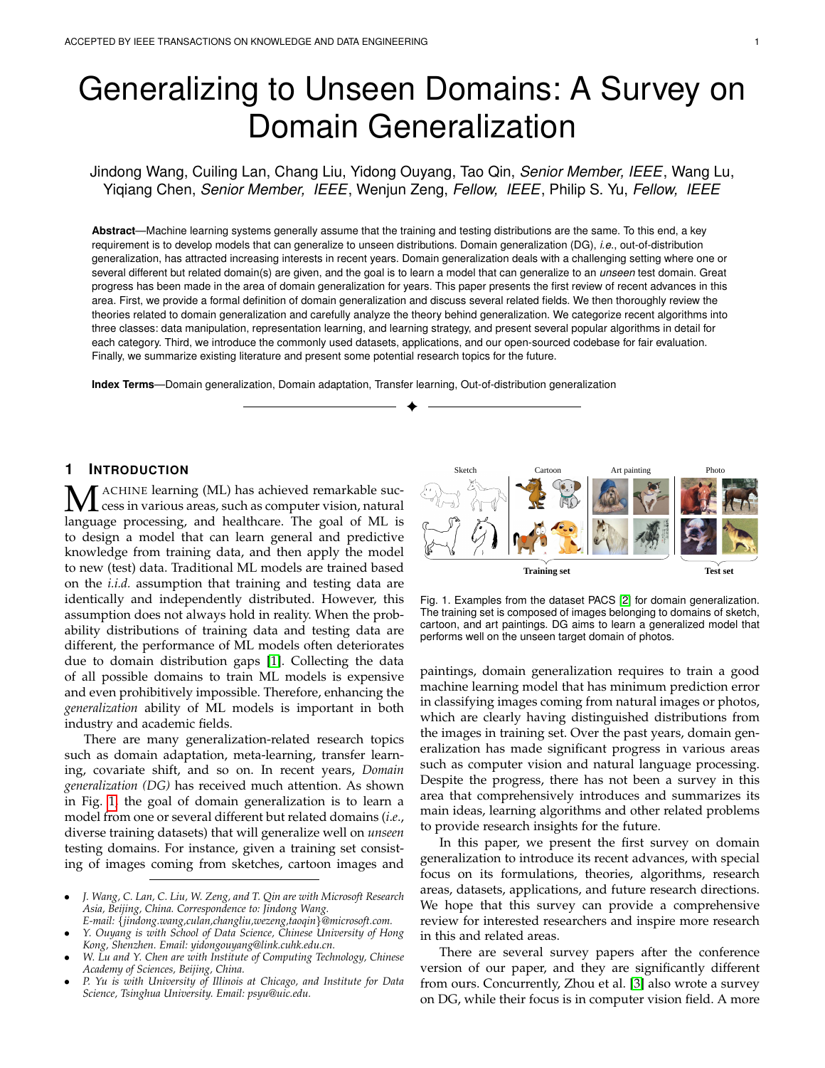# Generalizing to Unseen Domains: A Survey on Domain Generalization

Jindong Wang, Cuiling Lan, Chang Liu, Yidong Ouyang, Tao Qin, *Senior Member, IEEE*, Wang Lu, Yiqiang Chen, *Senior Member, IEEE*, Wenjun Zeng, *Fellow, IEEE*, Philip S. Yu, *Fellow, IEEE*

**Abstract**—Machine learning systems generally assume that the training and testing distributions are the same. To this end, a key requirement is to develop models that can generalize to unseen distributions. Domain generalization (DG), *i.e.*, out-of-distribution generalization, has attracted increasing interests in recent years. Domain generalization deals with a challenging setting where one or several different but related domain(s) are given, and the goal is to learn a model that can generalize to an *unseen* test domain. Great progress has been made in the area of domain generalization for years. This paper presents the first review of recent advances in this area. First, we provide a formal definition of domain generalization and discuss several related fields. We then thoroughly review the theories related to domain generalization and carefully analyze the theory behind generalization. We categorize recent algorithms into three classes: data manipulation, representation learning, and learning strategy, and present several popular algorithms in detail for each category. Third, we introduce the commonly used datasets, applications, and our open-sourced codebase for fair evaluation. Finally, we summarize existing literature and present some potential research topics for the future.

**Index Terms**—Domain generalization, Domain adaptation, Transfer learning, Out-of-distribution generalization

## 1 Introduction

Machine learning (ML) has achieved remarkable success in various areas, such as computer vision, natural language processing, and healthcare. The goal of ML is to design a model that can learn general and predictive knowledge from training data, and then apply the model to new (test) data. Traditional ML models are trained based on the *i.i.d.* assumption that training and testing data are identically and independently distributed. However, this assumption does not always hold in reality. When the probability distributions of training data and testing data are different, the performance of ML models often deteriorates due to domain distribution gaps [1]. Collecting the data of all possible domains to train ML models is expensive and even prohibitively impossible. Therefore, enhancing the *generalization* ability of ML models is important in both industry and academic fields.

There are many generalization-related research topics such as domain adaptation, meta-learning, transfer learning, covariate shift, and so on. In recent years, *Domain generalization (DG)* has received much attention. As shown in Fig. 1, the goal of domain generalization is to learn a model from one or several different but related domains (*i.e.*, diverse training datasets) that will generalize well on *unseen* testing domains. For instance, given a training set consisting of images coming from sketches, cartoon images and paintings, domain generalization requires to train a good machine learning model that has minimum prediction error in classifying images coming from natural images or photos, which are clearly having distinguished distributions from the images in training set. Over the past years, domain generalization has made significant progress in various areas such as computer vision and natural language processing. Despite the progress, there has not been a survey in this area that comprehensively introduces and summarizes its main ideas, learning algorithms and other related problems to provide research insights for the future.

Fig. 1. Examples from the dataset PACS [2] for domain generalization. The training set is composed of images belonging to domains of sketch, cartoon, and art paintings. DG aims to learn a generalized model that performs well on the unseen target domain of photos.

In this paper, we present the first survey on domain generalization to introduce its recent advances, with special focus on its formulations, theories, algorithms, research areas, datasets, applications, and future research directions. We hope that this survey can provide a comprehensive review for interested researchers and inspire more research in this and related areas.

There are several survey papers after the conference version of our paper, and they are significantly different from ours. Concurrently, Zhou et al. [3] also wrote a survey on DG, while their focus is in computer vision field. A more

---

- J. Wang, C. Lan, C. Liu, W. Zeng, and T. Qin are with Microsoft Research Asia, Beijing, China. Correspondence to: Jindong Wang. E-mail: {jindong.wang,culan,changliu,wezeng,taoqin}@microsoft.com.
- Y. Ouyang is with School of Data Science, Chinese University of Hong Kong, Shenzhen. Email: yidongouyang@link.cuhk.edu.cn.
- W. Lu and Y. Chen are with Institute of Computing Technology, Chinese Academy of Sciences, Beijing, China.
- P. Yu is with University of Illinois at Chicago, and Institute for Data Science, Tsinghua University. Email: psyu@uic.edu.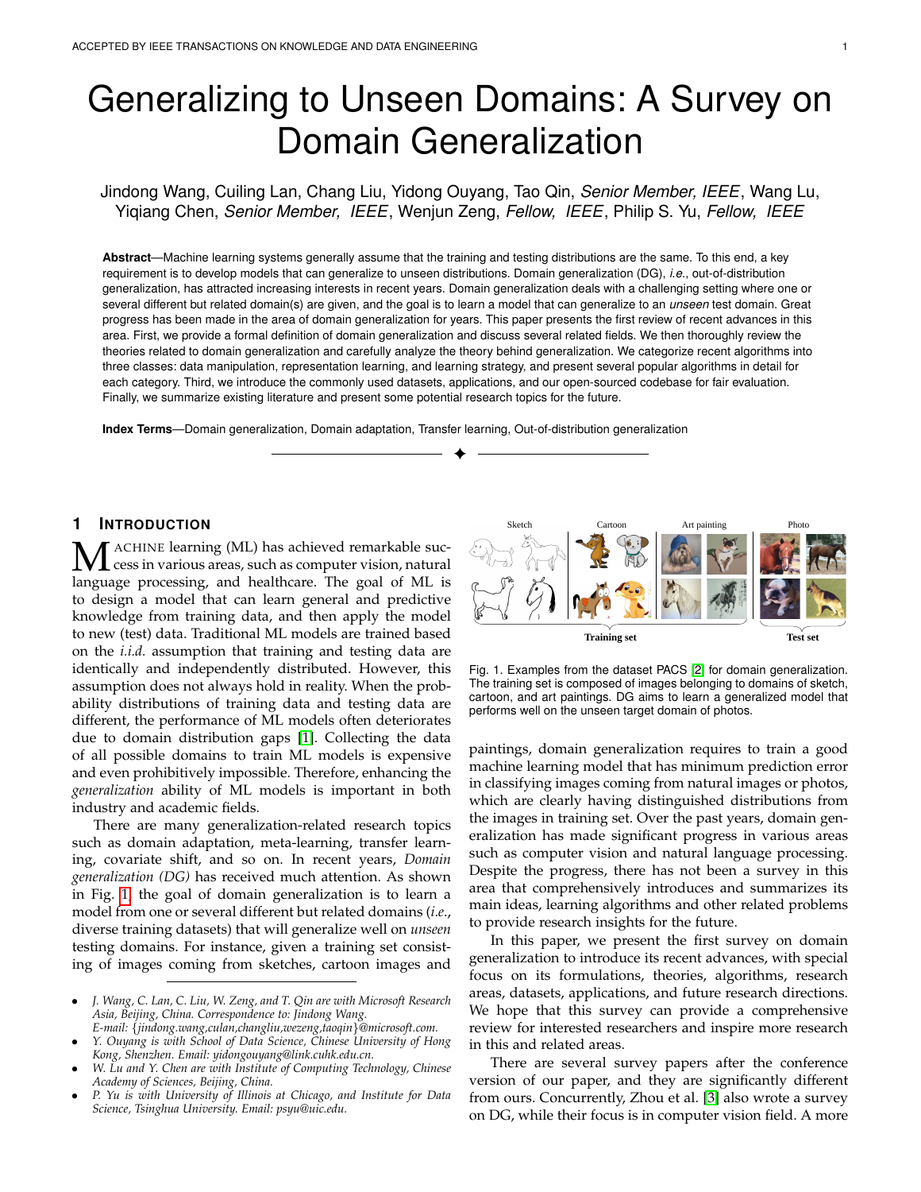# Generalizing to Unseen Domains: A Survey on Domain Generalization

Jindong Wang, Cuiling Lan, Chang Liu, Yidong Ouyang, Tao Qin, *Senior Member, IEEE*, Wang Lu, Yiqiang Chen, *Senior Member, IEEE*, Wenjun Zeng, *Fellow, IEEE*, Philip S. Yu, *Fellow, IEEE*

**Abstract**—Machine learning systems generally assume that the training and testing distributions are the same. To this end, a key requirement is to develop models that can generalize to unseen distributions. Domain generalization (DG), *i.e.*, out-of-distribution generalization, has attracted increasing interests in recent years. Domain generalization deals with a challenging setting where one or several different but related domain(s) are given, and the goal is to learn a model that can generalize to an *unseen* test domain. Great progress has been made in the area of domain generalization for years. This paper presents the first review of recent advances in this area. First, we provide a formal definition of domain generalization and discuss several related fields. We then thoroughly review the theories related to domain generalization and carefully analyze the theory behind generalization. We categorize recent algorithms into three classes: data manipulation, representation learning, and learning strategy, and present several popular algorithms in detail for each category. Third, we introduce the commonly used datasets, applications, and our open-sourced codebase for fair evaluation. Finally, we summarize existing literature and present some potential research topics for the future.

**Index Terms**—Domain generalization, Domain adaptation, Transfer learning, Out-of-distribution generalization

## 1 Introduction

Machine learning (ML) has achieved remarkable success in various areas, such as computer vision, natural language processing, and healthcare. The goal of ML is to design a model that can learn general and predictive knowledge from training data, and then apply the model to new (test) data. Traditional ML models are trained based on the *i.i.d.* assumption that training and testing data are identically and independently distributed. However, this assumption does not always hold in reality. When the probability distributions of training data and testing data are different, the performance of ML models often deteriorates due to domain distribution gaps [1]. Collecting the data of all possible domains to train ML models is expensive and even prohibitively impossible. Therefore, enhancing the *generalization* ability of ML models is important in both industry and academic fields.

There are many generalization-related research topics such as domain adaptation, meta-learning, transfer learning, covariate shift, and so on. In recent years, *Domain generalization (DG)* has received much attention. As shown in Fig. 1, the goal of domain generalization is to learn a model from one or several different but related domains (*i.e.*, diverse training datasets) that will generalize well on *unseen* testing domains. For instance, given a training set consisting of images coming from sketches, cartoon images and paintings, domain generalization requires to train a good machine learning model that has minimum prediction error in classifying images coming from natural images or photos, which are clearly having distinguished distributions from the images in training set. Over the past years, domain generalization has made significant progress in various areas such as computer vision and natural language processing. Despite the progress, there has not been a survey in this area that comprehensively introduces and summarizes its main ideas, learning algorithms and other related problems to provide research insights for the future.

Fig. 1. Examples from the dataset PACS [2] for domain generalization. The training set is composed of images belonging to domains of sketch, cartoon, and art paintings. DG aims to learn a generalized model that performs well on the unseen target domain of photos.

In this paper, we present the first survey on domain generalization to introduce its recent advances, with special focus on its formulations, theories, algorithms, research areas, datasets, applications, and future research directions. We hope that this survey can provide a comprehensive review for interested researchers and inspire more research in this and related areas.

There are several survey papers after the conference version of our paper, and they are significantly different from ours. Concurrently, Zhou et al. [3] also wrote a survey on DG, while their focus is in computer vision field. A more

---

- J. Wang, C. Lan, C. Liu, W. Zeng, and T. Qin are with Microsoft Research Asia, Beijing, China. Correspondence to: Jindong Wang. E-mail: {jindong.wang,culan,changliu,wezeng,taoqin}@microsoft.com.
- Y. Ouyang is with School of Data Science, Chinese University of Hong Kong, Shenzhen. Email: yidongouyang@link.cuhk.edu.cn.
- W. Lu and Y. Chen are with Institute of Computing Technology, Chinese Academy of Sciences, Beijing, China.
- P. Yu is with University of Illinois at Chicago, and Institute for Data Science, Tsinghua University. Email: psyu@uic.edu.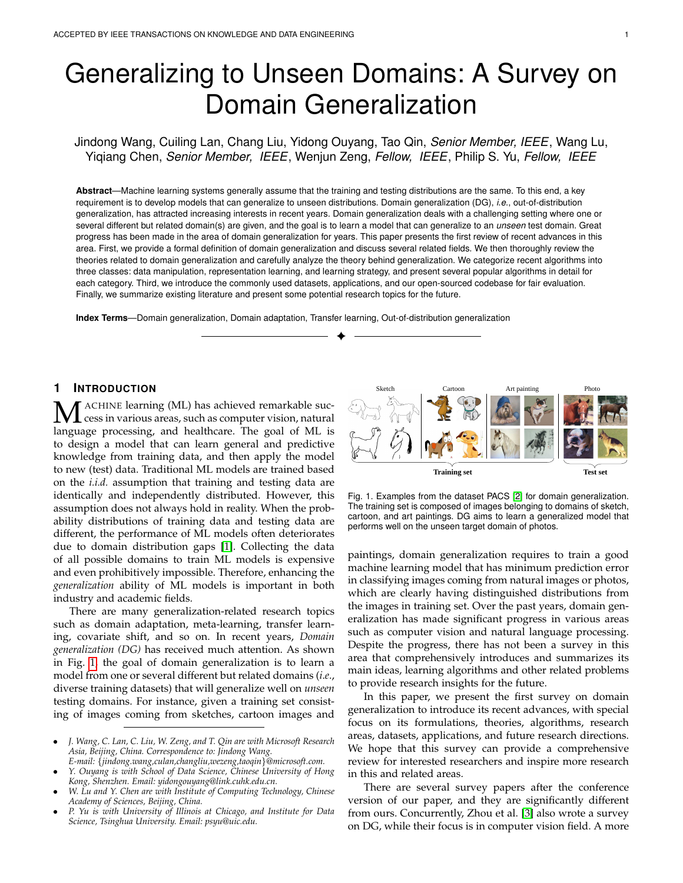# Generalizing to Unseen Domains: A Survey on Domain Generalization

Jindong Wang, Cuiling Lan, Chang Liu, Yidong Ouyang, Tao Qin, *Senior Member, IEEE*, Wang Lu, Yiqiang Chen, *Senior Member, IEEE*, Wenjun Zeng, *Fellow, IEEE*, Philip S. Yu, *Fellow, IEEE*

**Abstract**—Machine learning systems generally assume that the training and testing distributions are the same. To this end, a key requirement is to develop models that can generalize to unseen distributions. Domain generalization (DG), *i.e.*, out-of-distribution generalization, has attracted increasing interests in recent years. Domain generalization deals with a challenging setting where one or several different but related domain(s) are given, and the goal is to learn a model that can generalize to an *unseen* test domain. Great progress has been made in the area of domain generalization for years. This paper presents the first review of recent advances in this area. First, we provide a formal definition of domain generalization and discuss several related fields. We then thoroughly review the theories related to domain generalization and carefully analyze the theory behind generalization. We categorize recent algorithms into three classes: data manipulation, representation learning, and learning strategy, and present several popular algorithms in detail for each category. Third, we introduce the commonly used datasets, applications, and our open-sourced codebase for fair evaluation. Finally, we summarize existing literature and present some potential research topics for the future.

**Index Terms**—Domain generalization, Domain adaptation, Transfer learning, Out-of-distribution generalization

## 1 Introduction

Machine learning (ML) has achieved remarkable success in various areas, such as computer vision, natural language processing, and healthcare. The goal of ML is to design a model that can learn general and predictive knowledge from training data, and then apply the model to new (test) data. Traditional ML models are trained based on the *i.i.d.* assumption that training and testing data are identically and independently distributed. However, this assumption does not always hold in reality. When the probability distributions of training data and testing data are different, the performance of ML models often deteriorates due to domain distribution gaps [1]. Collecting the data of all possible domains to train ML models is expensive and even prohibitively impossible. Therefore, enhancing the *generalization* ability of ML models is important in both industry and academic fields.

There are many generalization-related research topics such as domain adaptation, meta-learning, transfer learning, covariate shift, and so on. In recent years, *Domain generalization (DG)* has received much attention. As shown in Fig. 1, the goal of domain generalization is to learn a model from one or several different but related domains (*i.e.*, diverse training datasets) that will generalize well on *unseen* testing domains. For instance, given a training set consisting of images coming from sketches, cartoon images and paintings, domain generalization requires to train a good machine learning model that has minimum prediction error in classifying images coming from natural images or photos, which are clearly having distinguished distributions from the images in training set. Over the past years, domain generalization has made significant progress in various areas such as computer vision and natural language processing. Despite the progress, there has not been a survey in this area that comprehensively introduces and summarizes its main ideas, learning algorithms and other related problems to provide research insights for the future.

Sketch
Cartoon
Art painting
Photo
Training set
Test set

Fig. 1. Examples from the dataset PACS [2] for domain generalization. The training set is composed of images belonging to domains of sketch, cartoon, and art paintings. DG aims to learn a generalized model that performs well on the unseen target domain of photos.

In this paper, we present the first survey on domain generalization to introduce its recent advances, with special focus on its formulations, theories, algorithms, research areas, datasets, applications, and future research directions. We hope that this survey can provide a comprehensive review for interested researchers and inspire more research in this and related areas.

There are several survey papers after the conference version of our paper, and they are significantly different from ours. Concurrently, Zhou et al. [3] also wrote a survey on DG, while their focus is in computer vision field. A more

---

- J. Wang, C. Lan, C. Liu, W. Zeng, and T. Qin are with Microsoft Research Asia, Beijing, China. Correspondence to: Jindong Wang. E-mail: {jindong.wang,culan,changliu,wezeng,taoqin}@microsoft.com.
- Y. Ouyang is with School of Data Science, Chinese University of Hong Kong, Shenzhen. Email: yidongouyang@link.cuhk.edu.cn.
- W. Lu and Y. Chen are with Institute of Computing Technology, Chinese Academy of Sciences, Beijing, China.
- P. Yu is with University of Illinois at Chicago, and Institute for Data Science, Tsinghua University. Email: psyu@uic.edu.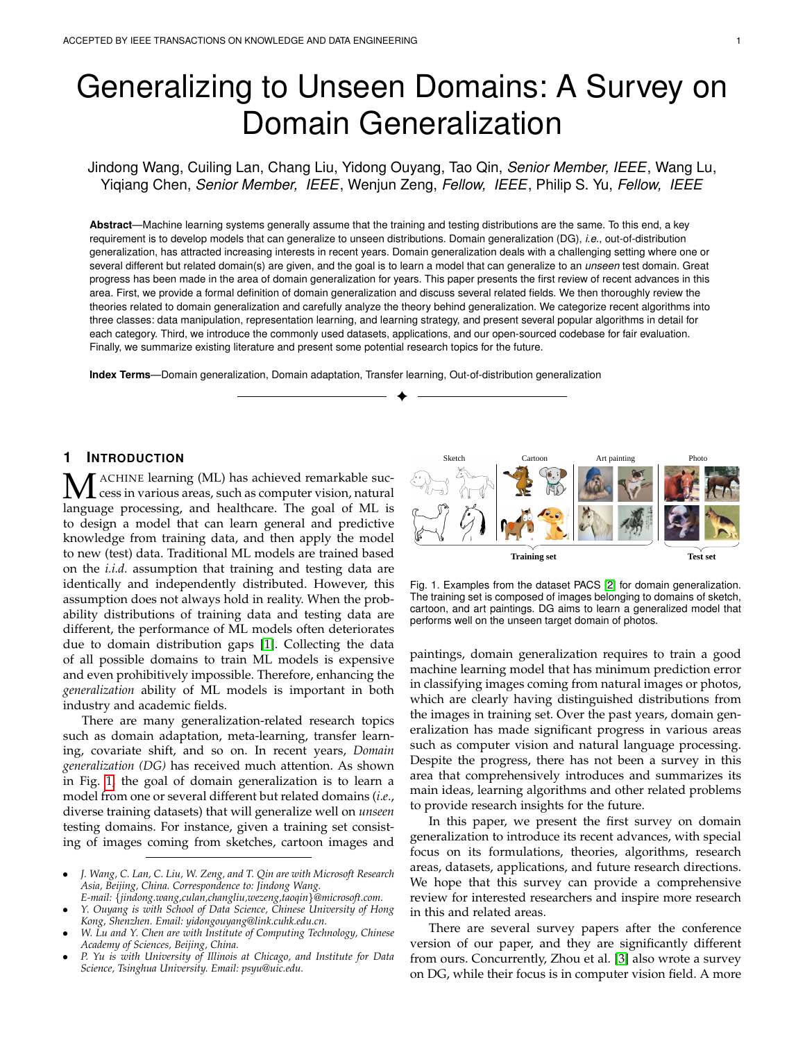# Generalizing to Unseen Domains: A Survey on Domain Generalization

Jindong Wang, Cuiling Lan, Chang Liu, Yidong Ouyang, Tao Qin, *Senior Member, IEEE*, Wang Lu, Yiqiang Chen, *Senior Member, IEEE*, Wenjun Zeng, *Fellow, IEEE*, Philip S. Yu, *Fellow, IEEE*

**Abstract**—Machine learning systems generally assume that the training and testing distributions are the same. To this end, a key requirement is to develop models that can generalize to unseen distributions. Domain generalization (DG), *i.e.*, out-of-distribution generalization, has attracted increasing interests in recent years. Domain generalization deals with a challenging setting where one or several different but related domain(s) are given, and the goal is to learn a model that can generalize to an *unseen* test domain. Great progress has been made in the area of domain generalization for years. This paper presents the first review of recent advances in this area. First, we provide a formal definition of domain generalization and discuss several related fields. We then thoroughly review the theories related to domain generalization and carefully analyze the theory behind generalization. We categorize recent algorithms into three classes: data manipulation, representation learning, and learning strategy, and present several popular algorithms in detail for each category. Third, we introduce the commonly used datasets, applications, and our open-sourced codebase for fair evaluation. Finally, we summarize existing literature and present some potential research topics for the future.

**Index Terms**—Domain generalization, Domain adaptation, Transfer learning, Out-of-distribution generalization

## 1 Introduction

Machine learning (ML) has achieved remarkable success in various areas, such as computer vision, natural language processing, and healthcare. The goal of ML is to design a model that can learn general and predictive knowledge from training data, and then apply the model to new (test) data. Traditional ML models are trained based on the *i.i.d.* assumption that training and testing data are identically and independently distributed. However, this assumption does not always hold in reality. When the probability distributions of training data and testing data are different, the performance of ML models often deteriorates due to domain distribution gaps [1]. Collecting the data of all possible domains to train ML models is expensive and even prohibitively impossible. Therefore, enhancing the *generalization* ability of ML models is important in both industry and academic fields.

There are many generalization-related research topics such as domain adaptation, meta-learning, transfer learning, covariate shift, and so on. In recent years, *Domain generalization (DG)* has received much attention. As shown in Fig. 1, the goal of domain generalization is to learn a model from one or several different but related domains (*i.e.*, diverse training datasets) that will generalize well on *unseen* testing domains. For instance, given a training set consisting of images coming from sketches, cartoon images and paintings, domain generalization requires to train a good machine learning model that has minimum prediction error in classifying images coming from natural images or photos, which are clearly having distinguished distributions from the images in training set. Over the past years, domain generalization has made significant progress in various areas such as computer vision and natural language processing. Despite the progress, there has not been a survey in this area that comprehensively introduces and summarizes its main ideas, learning algorithms and other related problems to provide research insights for the future.

Sketch

Cartoon

Art painting

Photo

Training set

Test set

Fig. 1. Examples from the dataset PACS [2] for domain generalization. The training set is composed of images belonging to domains of sketch, cartoon, and art paintings. DG aims to learn a generalized model that performs well on the unseen target domain of photos.

In this paper, we present the first survey on domain generalization to introduce its recent advances, with special focus on its formulations, theories, algorithms, research areas, datasets, applications, and future research directions. We hope that this survey can provide a comprehensive review for interested researchers and inspire more research in this and related areas.

There are several survey papers after the conference version of our paper, and they are significantly different from ours. Concurrently, Zhou et al. [3] also wrote a survey on DG, while their focus is in computer vision field. A more

- *J. Wang, C. Lan, C. Liu, W. Zeng, and T. Qin are with Microsoft Research Asia, Beijing, China. Correspondence to: Jindong Wang. E-mail: {jindong.wang,culan,changliu,wezeng,taoqin}@microsoft.com.*
- *Y. Ouyang is with School of Data Science, Chinese University of Hong Kong, Shenzhen. Email: yidongouyang@link.cuhk.edu.cn.*
- *W. Lu and Y. Chen are with Institute of Computing Technology, Chinese Academy of Sciences, Beijing, China.*
- *P. Yu is with University of Illinois at Chicago, and Institute for Data Science, Tsinghua University. Email: psyu@uic.edu.*